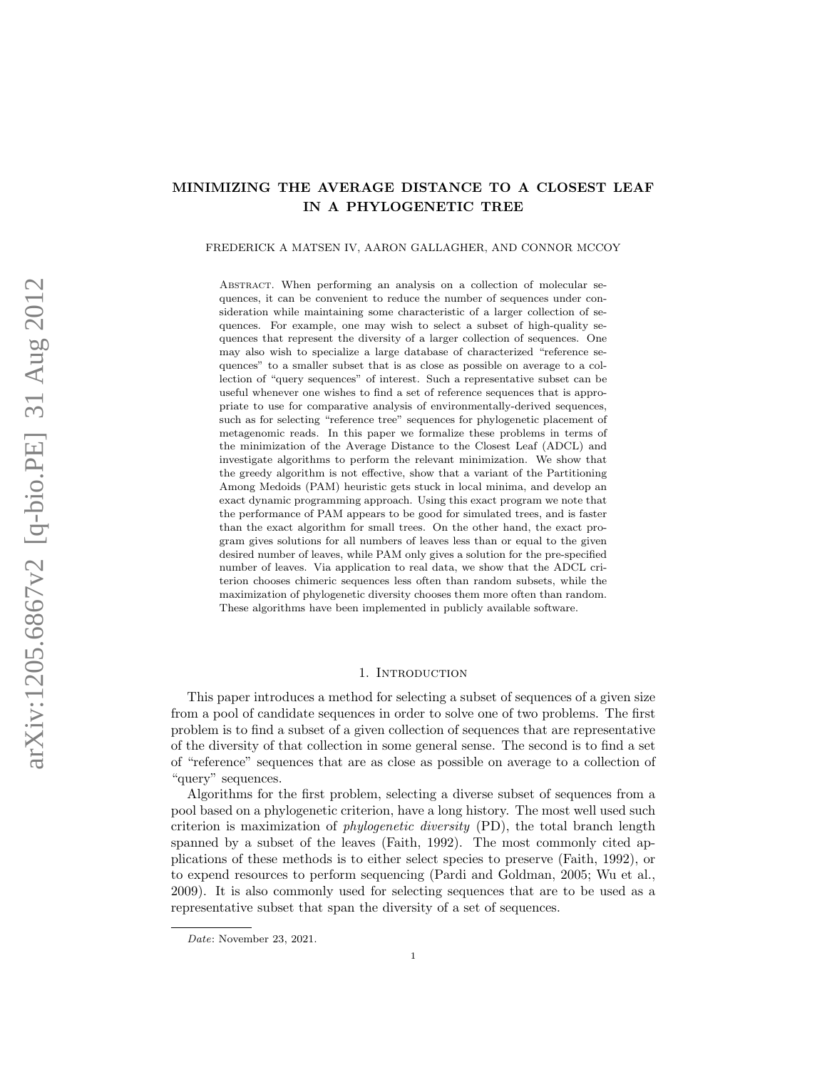# MINIMIZING THE AVERAGE DISTANCE TO A CLOSEST LEAF IN A PHYLOGENETIC TREE

FREDERICK A MATSEN IV, AARON GALLAGHER, AND CONNOR MCCOY

Abstract. When performing an analysis on a collection of molecular sequences, it can be convenient to reduce the number of sequences under consideration while maintaining some characteristic of a larger collection of sequences. For example, one may wish to select a subset of high-quality sequences that represent the diversity of a larger collection of sequences. One may also wish to specialize a large database of characterized "reference sequences" to a smaller subset that is as close as possible on average to a collection of "query sequences" of interest. Such a representative subset can be useful whenever one wishes to find a set of reference sequences that is appropriate to use for comparative analysis of environmentally-derived sequences, such as for selecting "reference tree" sequences for phylogenetic placement of metagenomic reads. In this paper we formalize these problems in terms of the minimization of the Average Distance to the Closest Leaf (ADCL) and investigate algorithms to perform the relevant minimization. We show that the greedy algorithm is not effective, show that a variant of the Partitioning Among Medoids (PAM) heuristic gets stuck in local minima, and develop an exact dynamic programming approach. Using this exact program we note that the performance of PAM appears to be good for simulated trees, and is faster than the exact algorithm for small trees. On the other hand, the exact program gives solutions for all numbers of leaves less than or equal to the given desired number of leaves, while PAM only gives a solution for the pre-specified number of leaves. Via application to real data, we show that the ADCL criterion chooses chimeric sequences less often than random subsets, while the maximization of phylogenetic diversity chooses them more often than random. These algorithms have been implemented in publicly available software.

## 1. Introduction

This paper introduces a method for selecting a subset of sequences of a given size from a pool of candidate sequences in order to solve one of two problems. The first problem is to find a subset of a given collection of sequences that are representative of the diversity of that collection in some general sense. The second is to find a set of "reference" sequences that are as close as possible on average to a collection of "query" sequences.

Algorithms for the first problem, selecting a diverse subset of sequences from a pool based on a phylogenetic criterion, have a long history. The most well used such criterion is maximization of *phylogenetic diversity* (PD), the total branch length spanned by a subset of the leaves (Faith, 1992). The most commonly cited applications of these methods is to either select species to preserve (Faith, 1992), or to expend resources to perform sequencing (Pardi and Goldman, 2005; Wu et al., 2009). It is also commonly used for selecting sequences that are to be used as a representative subset that span the diversity of a set of sequences.

*Date*: November 23, 2021.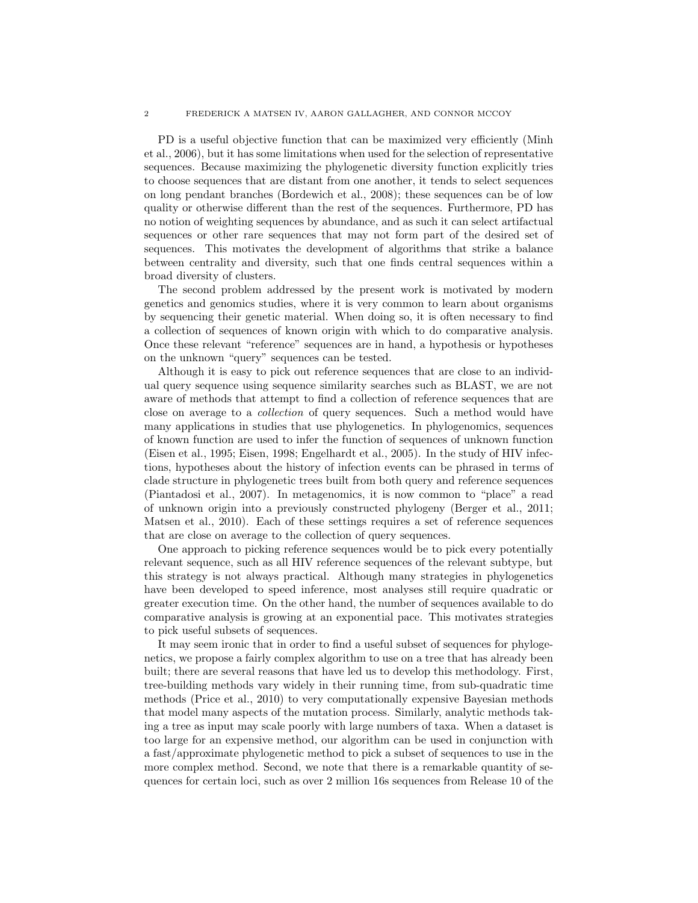PD is a useful objective function that can be maximized very efficiently (Minh et al., 2006), but it has some limitations when used for the selection of representative sequences. Because maximizing the phylogenetic diversity function explicitly tries to choose sequences that are distant from one another, it tends to select sequences on long pendant branches (Bordewich et al., 2008); these sequences can be of low quality or otherwise different than the rest of the sequences. Furthermore, PD has no notion of weighting sequences by abundance, and as such it can select artifactual sequences or other rare sequences that may not form part of the desired set of sequences. This motivates the development of algorithms that strike a balance between centrality and diversity, such that one finds central sequences within a broad diversity of clusters.

The second problem addressed by the present work is motivated by modern genetics and genomics studies, where it is very common to learn about organisms by sequencing their genetic material. When doing so, it is often necessary to find a collection of sequences of known origin with which to do comparative analysis. Once these relevant "reference" sequences are in hand, a hypothesis or hypotheses on the unknown "query" sequences can be tested.

Although it is easy to pick out reference sequences that are close to an individual query sequence using sequence similarity searches such as BLAST, we are not aware of methods that attempt to find a collection of reference sequences that are close on average to a *collection* of query sequences. Such a method would have many applications in studies that use phylogenetics. In phylogenomics, sequences of known function are used to infer the function of sequences of unknown function (Eisen et al., 1995; Eisen, 1998; Engelhardt et al., 2005). In the study of HIV infections, hypotheses about the history of infection events can be phrased in terms of clade structure in phylogenetic trees built from both query and reference sequences (Piantadosi et al., 2007). In metagenomics, it is now common to "place" a read of unknown origin into a previously constructed phylogeny (Berger et al., 2011; Matsen et al., 2010). Each of these settings requires a set of reference sequences that are close on average to the collection of query sequences.

One approach to picking reference sequences would be to pick every potentially relevant sequence, such as all HIV reference sequences of the relevant subtype, but this strategy is not always practical. Although many strategies in phylogenetics have been developed to speed inference, most analyses still require quadratic or greater execution time. On the other hand, the number of sequences available to do comparative analysis is growing at an exponential pace. This motivates strategies to pick useful subsets of sequences.

It may seem ironic that in order to find a useful subset of sequences for phylogenetics, we propose a fairly complex algorithm to use on a tree that has already been built; there are several reasons that have led us to develop this methodology. First, tree-building methods vary widely in their running time, from sub-quadratic time methods (Price et al., 2010) to very computationally expensive Bayesian methods that model many aspects of the mutation process. Similarly, analytic methods taking a tree as input may scale poorly with large numbers of taxa. When a dataset is too large for an expensive method, our algorithm can be used in conjunction with a fast/approximate phylogenetic method to pick a subset of sequences to use in the more complex method. Second, we note that there is a remarkable quantity of sequences for certain loci, such as over 2 million 16s sequences from Release 10 of the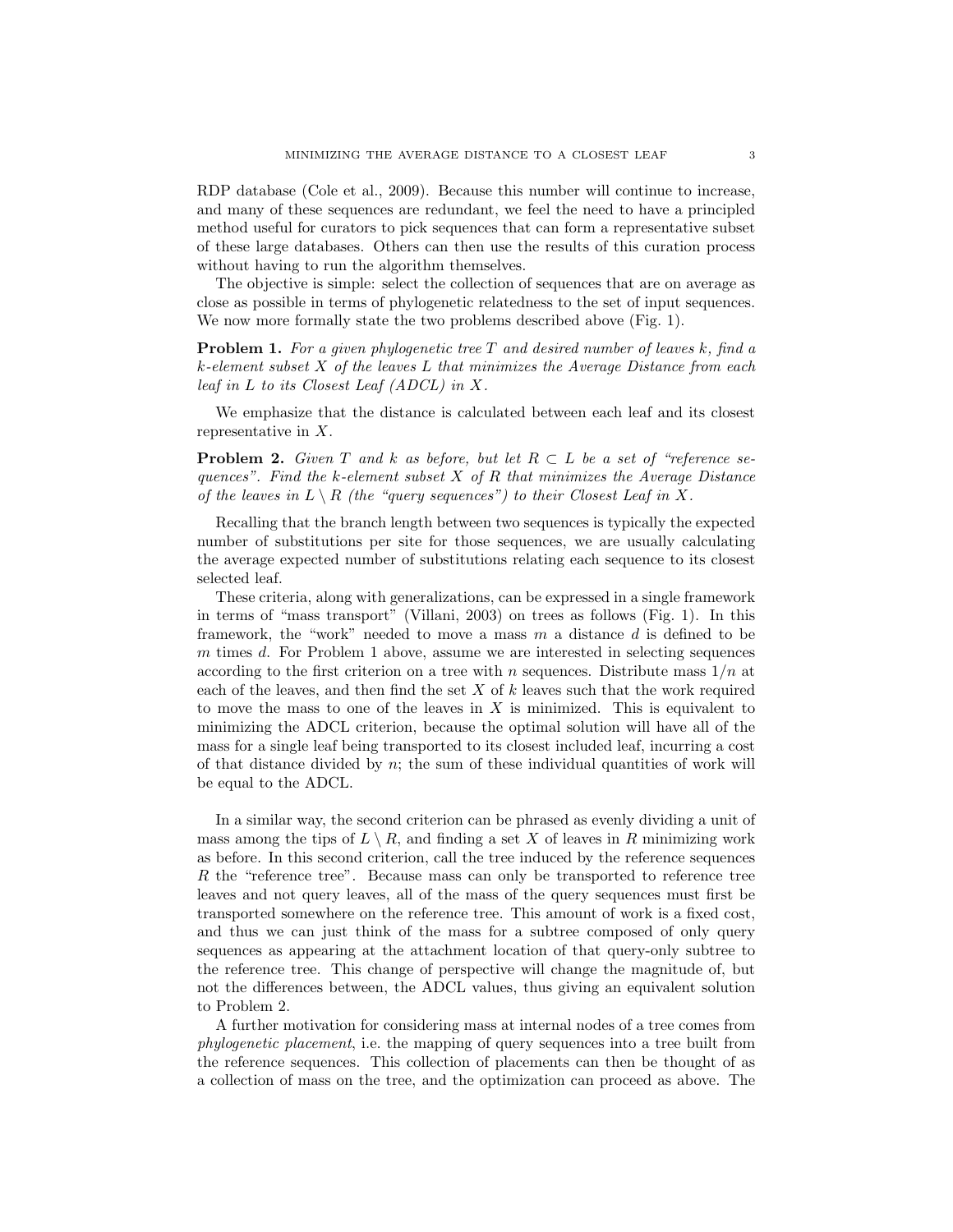RDP database (Cole et al., 2009). Because this number will continue to increase, and many of these sequences are redundant, we feel the need to have a principled method useful for curators to pick sequences that can form a representative subset of these large databases. Others can then use the results of this curation process without having to run the algorithm themselves.

The objective is simple: select the collection of sequences that are on average as close as possible in terms of phylogenetic relatedness to the set of input sequences. We now more formally state the two problems described above (Fig. 1).

**Problem 1.** *For a given phylogenetic tree $T$ and desired number of leaves $k$, find a $k$-element subset $X$ of the leaves $L$ that minimizes the Average Distance from each leaf in $L$ to its Closest Leaf (ADCL) in $X$.*

We emphasize that the distance is calculated between each leaf and its closest representative in $X$.

**Problem 2.** *Given $T$ and $k$ as before, but let $R \subset L$ be a set of "reference sequences". Find the $k$-element subset $X$ of $R$ that minimizes the Average Distance of the leaves in $L \setminus R$ (the "query sequences") to their Closest Leaf in $X$.*

Recalling that the branch length between two sequences is typically the expected number of substitutions per site for those sequences, we are usually calculating the average expected number of substitutions relating each sequence to its closest selected leaf.

These criteria, along with generalizations, can be expressed in a single framework in terms of "mass transport" (Villani, 2003) on trees as follows (Fig. 1). In this framework, the "work" needed to move a mass $m$ a distance $d$ is defined to be $m$ times $d$. For Problem 1 above, assume we are interested in selecting sequences according to the first criterion on a tree with $n$ sequences. Distribute mass $1/n$ at each of the leaves, and then find the set $X$ of $k$ leaves such that the work required to move the mass to one of the leaves in $X$ is minimized. This is equivalent to minimizing the ADCL criterion, because the optimal solution will have all of the mass for a single leaf being transported to its closest included leaf, incurring a cost of that distance divided by $n$; the sum of these individual quantities of work will be equal to the ADCL.

In a similar way, the second criterion can be phrased as evenly dividing a unit of mass among the tips of $L \setminus R$, and finding a set $X$ of leaves in $R$ minimizing work as before. In this second criterion, call the tree induced by the reference sequences $R$ the "reference tree". Because mass can only be transported to reference tree leaves and not query leaves, all of the mass of the query sequences must first be transported somewhere on the reference tree. This amount of work is a fixed cost, and thus we can just think of the mass for a subtree composed of only query sequences as appearing at the attachment location of that query-only subtree to the reference tree. This change of perspective will change the magnitude of, but not the differences between, the ADCL values, thus giving an equivalent solution to Problem 2.

A further motivation for considering mass at internal nodes of a tree comes from *phylogenetic placement*, i.e. the mapping of query sequences into a tree built from the reference sequences. This collection of placements can then be thought of as a collection of mass on the tree, and the optimization can proceed as above. The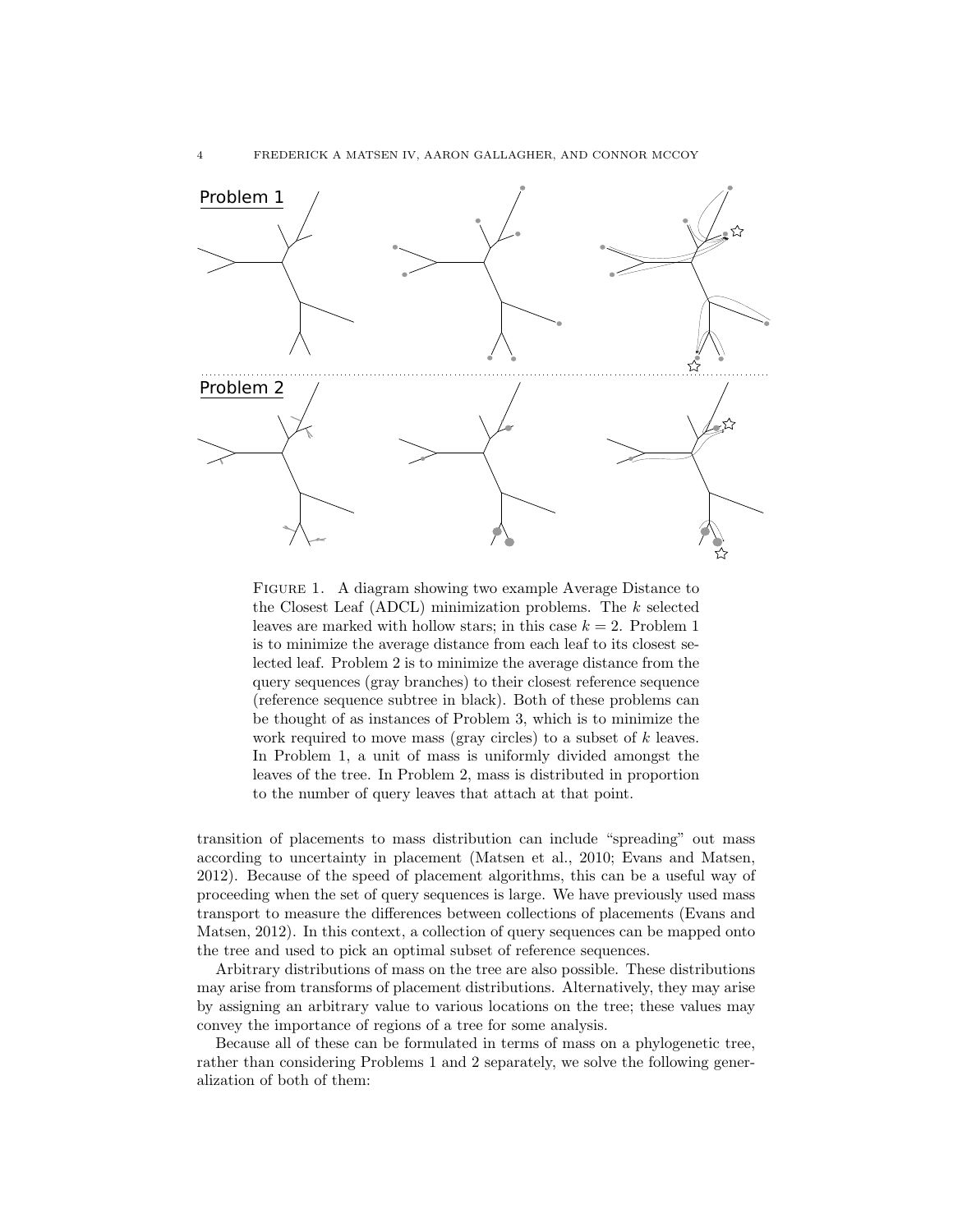Problem 1

Problem 2

FIGURE 1. A diagram showing two example Average Distance to the Closest Leaf (ADCL) minimization problems. The $k$ selected leaves are marked with hollow stars; in this case $k = 2$. Problem 1 is to minimize the average distance from each leaf to its closest selected leaf. Problem 2 is to minimize the average distance from the query sequences (gray branches) to their closest reference sequence (reference sequence subtree in black). Both of these problems can be thought of as instances of Problem 3, which is to minimize the work required to move mass (gray circles) to a subset of $k$ leaves. In Problem 1, a unit of mass is uniformly divided amongst the leaves of the tree. In Problem 2, mass is distributed in proportion to the number of query leaves that attach at that point.

transition of placements to mass distribution can include "spreading" out mass according to uncertainty in placement (Matsen et al., 2010; Evans and Matsen, 2012). Because of the speed of placement algorithms, this can be a useful way of proceeding when the set of query sequences is large. We have previously used mass transport to measure the differences between collections of placements (Evans and Matsen, 2012). In this context, a collection of query sequences can be mapped onto the tree and used to pick an optimal subset of reference sequences.

Arbitrary distributions of mass on the tree are also possible. These distributions may arise from transforms of placement distributions. Alternatively, they may arise by assigning an arbitrary value to various locations on the tree; these values may convey the importance of regions of a tree for some analysis.

Because all of these can be formulated in terms of mass on a phylogenetic tree, rather than considering Problems 1 and 2 separately, we solve the following generalization of both of them: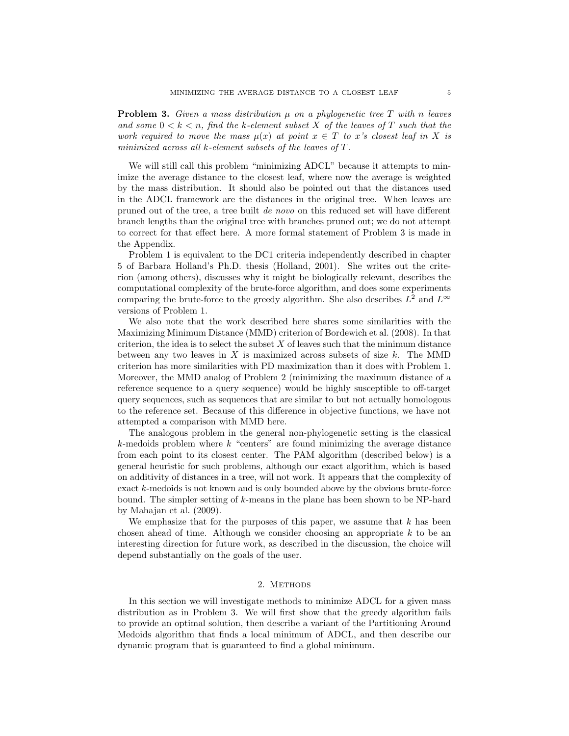**Problem 3.** *Given a mass distribution $\mu$ on a phylogenetic tree $T$ with $n$ leaves and some $0 < k < n$, find the $k$-element subset $X$ of the leaves of $T$ such that the work required to move the mass $\mu(x)$ at point $x \in T$ to $x$'s closest leaf in $X$ is minimized across all $k$-element subsets of the leaves of $T$.*

We will still call this problem "minimizing ADCL" because it attempts to minimize the average distance to the closest leaf, where now the average is weighted by the mass distribution. It should also be pointed out that the distances used in the ADCL framework are the distances in the original tree. When leaves are pruned out of the tree, a tree built *de novo* on this reduced set will have different branch lengths than the original tree with branches pruned out; we do not attempt to correct for that effect here. A more formal statement of Problem 3 is made in the Appendix.

Problem 1 is equivalent to the DC1 criteria independently described in chapter 5 of Barbara Holland's Ph.D. thesis (Holland, 2001). She writes out the criterion (among others), discusses why it might be biologically relevant, describes the computational complexity of the brute-force algorithm, and does some experiments comparing the brute-force to the greedy algorithm. She also describes $L^2$ and $L^\infty$ versions of Problem 1.

We also note that the work described here shares some similarities with the Maximizing Minimum Distance (MMD) criterion of Bordewich et al. (2008). In that criterion, the idea is to select the subset $X$ of leaves such that the minimum distance between any two leaves in $X$ is maximized across subsets of size $k$. The MMD criterion has more similarities with PD maximization than it does with Problem 1. Moreover, the MMD analog of Problem 2 (minimizing the maximum distance of a reference sequence to a query sequence) would be highly susceptible to off-target query sequences, such as sequences that are similar to but not actually homologous to the reference set. Because of this difference in objective functions, we have not attempted a comparison with MMD here.

The analogous problem in the general non-phylogenetic setting is the classical $k$-medoids problem where $k$ "centers" are found minimizing the average distance from each point to its closest center. The PAM algorithm (described below) is a general heuristic for such problems, although our exact algorithm, which is based on additivity of distances in a tree, will not work. It appears that the complexity of exact $k$-medoids is not known and is only bounded above by the obvious brute-force bound. The simpler setting of $k$-means in the plane has been shown to be NP-hard by Mahajan et al. (2009).

We emphasize that for the purposes of this paper, we assume that $k$ has been chosen ahead of time. Although we consider choosing an appropriate $k$ to be an interesting direction for future work, as described in the discussion, the choice will depend substantially on the goals of the user.

## 2. Methods

In this section we will investigate methods to minimize ADCL for a given mass distribution as in Problem 3. We will first show that the greedy algorithm fails to provide an optimal solution, then describe a variant of the Partitioning Around Medoids algorithm that finds a local minimum of ADCL, and then describe our dynamic program that is guaranteed to find a global minimum.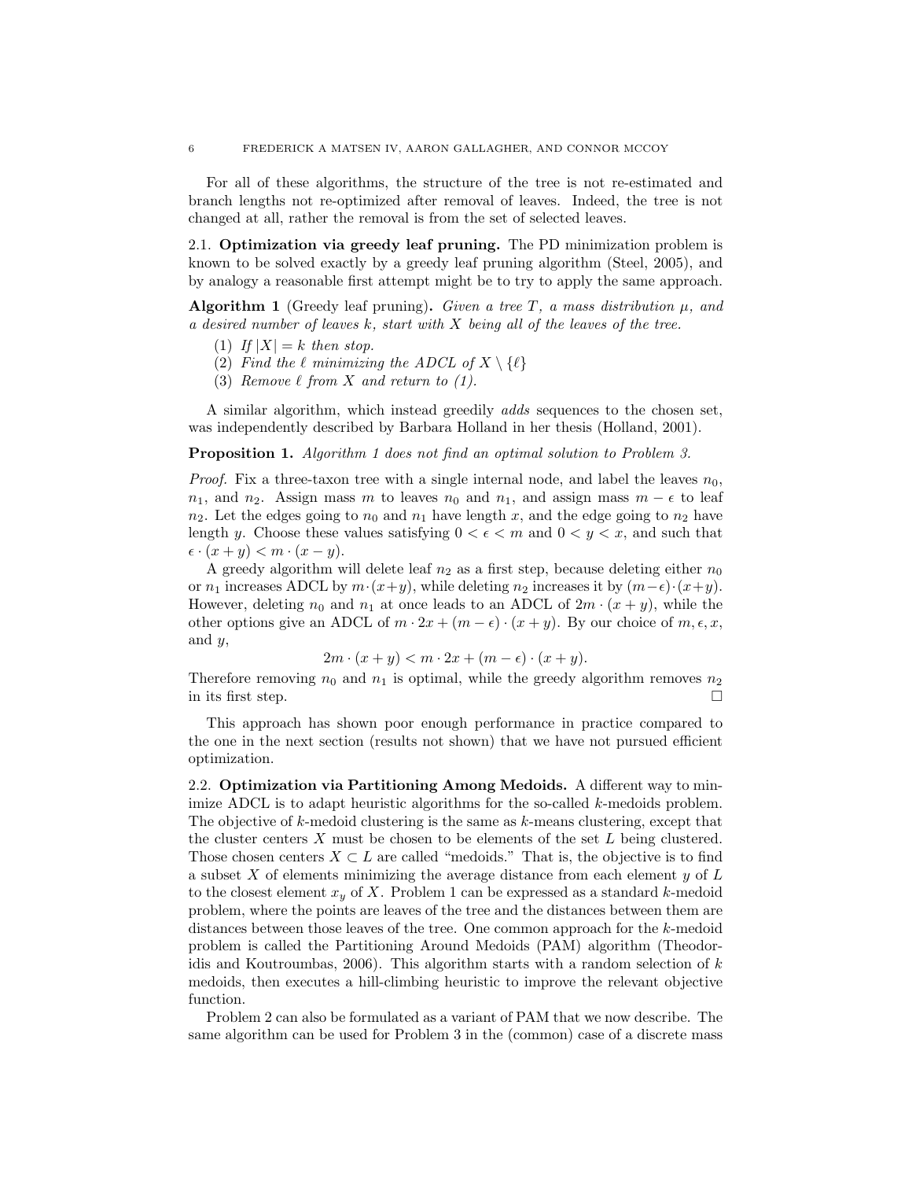For all of these algorithms, the structure of the tree is not re-estimated and branch lengths not re-optimized after removal of leaves. Indeed, the tree is not changed at all, rather the removal is from the set of selected leaves.

### 2.1. Optimization via greedy leaf pruning.

The PD minimization problem is known to be solved exactly by a greedy leaf pruning algorithm (Steel, 2005), and by analogy a reasonable first attempt might be to try to apply the same approach.

**Algorithm 1** (Greedy leaf pruning)**.** *Given a tree $T$, a mass distribution $\mu$, and a desired number of leaves $k$, start with $X$ being all of the leaves of the tree.*

1. *If $|X| = k$ then stop.*
2. *Find the $\ell$ minimizing the ADCL of $X \setminus \{\ell\}$*
3. *Remove $\ell$ from $X$ and return to (1).*

A similar algorithm, which instead greedily *adds* sequences to the chosen set, was independently described by Barbara Holland in her thesis (Holland, 2001).

**Proposition 1.** *Algorithm 1 does not find an optimal solution to Problem 3.*

*Proof.* Fix a three-taxon tree with a single internal node, and label the leaves $n_0$, $n_1$, and $n_2$. Assign mass $m$ to leaves $n_0$ and $n_1$, and assign mass $m - \epsilon$ to leaf $n_2$. Let the edges going to $n_0$ and $n_1$ have length $x$, and the edge going to $n_2$ have length $y$. Choose these values satisfying $0 < \epsilon < m$ and $0 < y < x$, and such that $\epsilon \cdot (x + y) < m \cdot (x - y)$.

A greedy algorithm will delete leaf $n_2$ as a first step, because deleting either $n_0$ or $n_1$ increases ADCL by $m \cdot (x+y)$, while deleting $n_2$ increases it by $(m-\epsilon) \cdot (x+y)$. However, deleting $n_0$ and $n_1$ at once leads to an ADCL of $2m \cdot (x + y)$, while the other options give an ADCL of $m \cdot 2x + (m - \epsilon) \cdot (x + y)$. By our choice of $m, \epsilon, x$, and $y$,

$$2m \cdot (x + y) < m \cdot 2x + (m - \epsilon) \cdot (x + y).$$

Therefore removing $n_0$ and $n_1$ is optimal, while the greedy algorithm removes $n_2$ in its first step. □

This approach has shown poor enough performance in practice compared to the one in the next section (results not shown) that we have not pursued efficient optimization.

### 2.2. Optimization via Partitioning Among Medoids.

A different way to minimize ADCL is to adapt heuristic algorithms for the so-called $k$-medoids problem. The objective of $k$-medoid clustering is the same as $k$-means clustering, except that the cluster centers $X$ must be chosen to be elements of the set $L$ being clustered. Those chosen centers $X \subset L$ are called "medoids." That is, the objective is to find a subset $X$ of elements minimizing the average distance from each element $y$ of $L$ to the closest element $x_y$ of $X$. Problem 1 can be expressed as a standard $k$-medoid problem, where the points are leaves of the tree and the distances between them are distances between those leaves of the tree. One common approach for the $k$-medoid problem is called the Partitioning Around Medoids (PAM) algorithm (Theodoridis and Koutroumbas, 2006). This algorithm starts with a random selection of $k$ medoids, then executes a hill-climbing heuristic to improve the relevant objective function.

Problem 2 can also be formulated as a variant of PAM that we now describe. The same algorithm can be used for Problem 3 in the (common) case of a discrete mass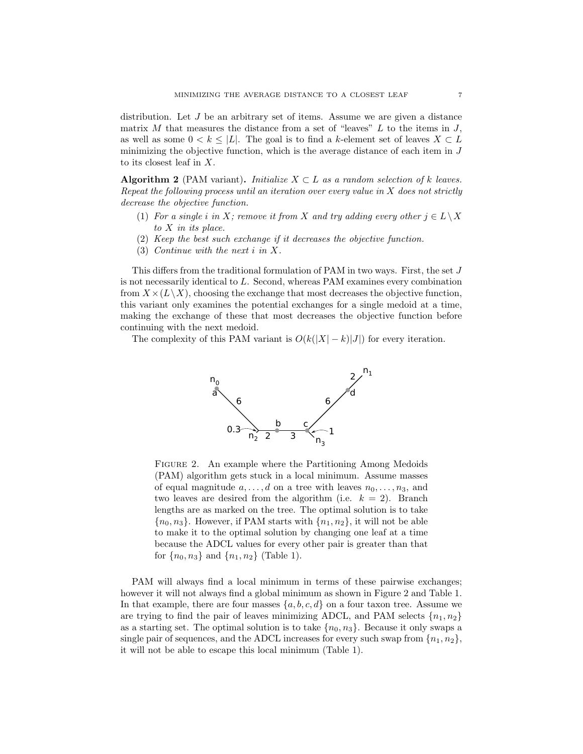distribution. Let $J$ be an arbitrary set of items. Assume we are given a distance matrix $M$ that measures the distance from a set of "leaves" $L$ to the items in $J$, as well as some $0 < k \leq |L|$. The goal is to find a $k$-element set of leaves $X \subset L$ minimizing the objective function, which is the average distance of each item in $J$ to its closest leaf in $X$.

**Algorithm 2** (PAM variant)**.** *Initialize $X \subset L$ as a random selection of $k$ leaves. Repeat the following process until an iteration over every value in $X$ does not strictly decrease the objective function.*

1. *For a single $i$ in $X$; remove it from $X$ and try adding every other $j \in L \setminus X$ to $X$ in its place.*
2. *Keep the best such exchange if it decreases the objective function.*
3. *Continue with the next $i$ in $X$.*

This differs from the traditional formulation of PAM in two ways. First, the set $J$ is not necessarily identical to $L$. Second, whereas PAM examines every combination from $X \times (L \setminus X)$, choosing the exchange that most decreases the objective function, this variant only examines the potential exchanges for a single medoid at a time, making the exchange of these that most decreases the objective function before continuing with the next medoid.

The complexity of this PAM variant is $O(k(|X| - k)|J|)$ for every iteration.

Figure 2. An example where the Partitioning Among Medoids (PAM) algorithm gets stuck in a local minimum. Assume masses of equal magnitude $a, \ldots, d$ on a tree with leaves $n_0, \ldots, n_3$, and two leaves are desired from the algorithm (i.e. $k = 2$). Branch lengths are as marked on the tree. The optimal solution is to take $\{n_0, n_3\}$. However, if PAM starts with $\{n_1, n_2\}$, it will not be able to make it to the optimal solution by changing one leaf at a time because the ADCL values for every other pair is greater than that for $\{n_0, n_3\}$ and $\{n_1, n_2\}$ (Table 1).

PAM will always find a local minimum in terms of these pairwise exchanges; however it will not always find a global minimum as shown in Figure 2 and Table 1. In that example, there are four masses $\{a, b, c, d\}$ on a four taxon tree. Assume we are trying to find the pair of leaves minimizing ADCL, and PAM selects $\{n_1, n_2\}$ as a starting set. The optimal solution is to take $\{n_0, n_3\}$. Because it only swaps a single pair of sequences, and the ADCL increases for every such swap from $\{n_1, n_2\}$, it will not be able to escape this local minimum (Table 1).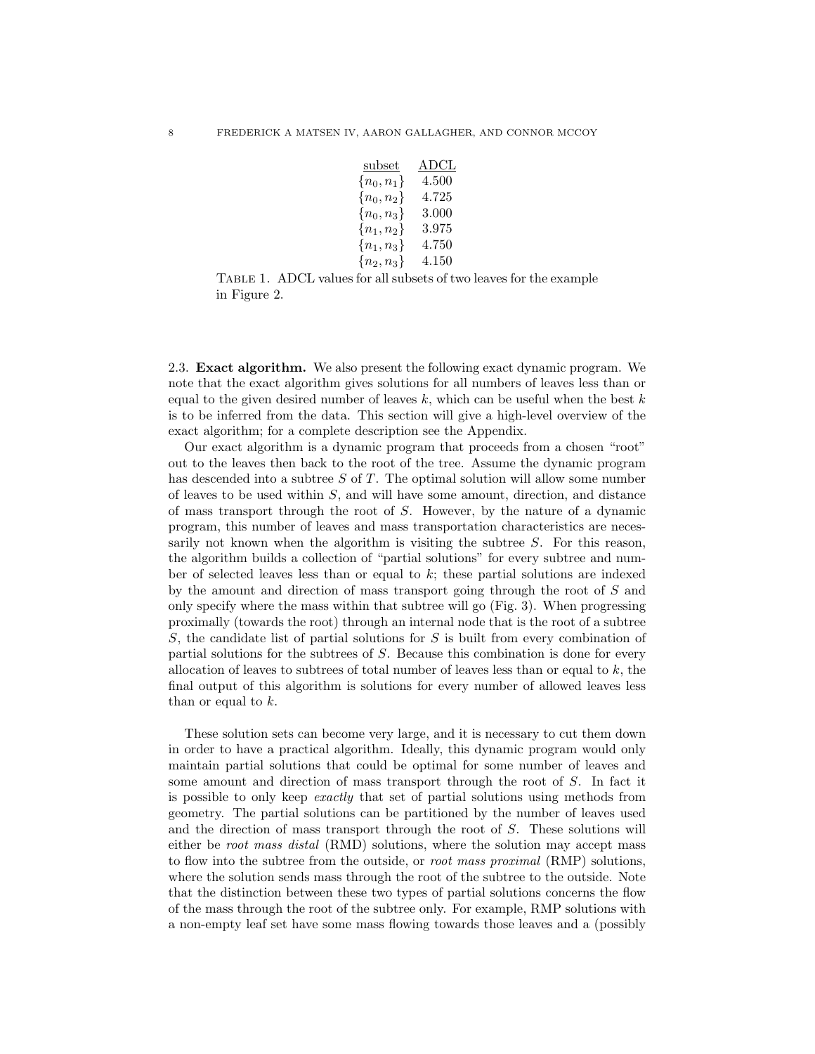| subset | ADCL |
|---|---|
| $\{n_0, n_1\}$ | 4.500 |
| $\{n_0, n_2\}$ | 4.725 |
| $\{n_0, n_3\}$ | 3.000 |
| $\{n_1, n_2\}$ | 3.975 |
| $\{n_1, n_3\}$ | 4.750 |
| $\{n_2, n_3\}$ | 4.150 |

Table 1. ADCL values for all subsets of two leaves for the example in Figure 2.

2.3. **Exact algorithm.** We also present the following exact dynamic program. We note that the exact algorithm gives solutions for all numbers of leaves less than or equal to the given desired number of leaves $k$, which can be useful when the best $k$ is to be inferred from the data. This section will give a high-level overview of the exact algorithm; for a complete description see the Appendix.

Our exact algorithm is a dynamic program that proceeds from a chosen "root" out to the leaves then back to the root of the tree. Assume the dynamic program has descended into a subtree $S$ of $T$. The optimal solution will allow some number of leaves to be used within $S$, and will have some amount, direction, and distance of mass transport through the root of $S$. However, by the nature of a dynamic program, this number of leaves and mass transportation characteristics are necessarily not known when the algorithm is visiting the subtree $S$. For this reason, the algorithm builds a collection of "partial solutions" for every subtree and number of selected leaves less than or equal to $k$; these partial solutions are indexed by the amount and direction of mass transport going through the root of $S$ and only specify where the mass within that subtree will go (Fig. 3). When progressing proximally (towards the root) through an internal node that is the root of a subtree $S$, the candidate list of partial solutions for $S$ is built from every combination of partial solutions for the subtrees of $S$. Because this combination is done for every allocation of leaves to subtrees of total number of leaves less than or equal to $k$, the final output of this algorithm is solutions for every number of allowed leaves less than or equal to $k$.

These solution sets can become very large, and it is necessary to cut them down in order to have a practical algorithm. Ideally, this dynamic program would only maintain partial solutions that could be optimal for some number of leaves and some amount and direction of mass transport through the root of $S$. In fact it is possible to only keep *exactly* that set of partial solutions using methods from geometry. The partial solutions can be partitioned by the number of leaves used and the direction of mass transport through the root of $S$. These solutions will either be *root mass distal* (RMD) solutions, where the solution may accept mass to flow into the subtree from the outside, or *root mass proximal* (RMP) solutions, where the solution sends mass through the root of the subtree to the outside. Note that the distinction between these two types of partial solutions concerns the flow of the mass through the root of the subtree only. For example, RMP solutions with a non-empty leaf set have some mass flowing towards those leaves and a (possibly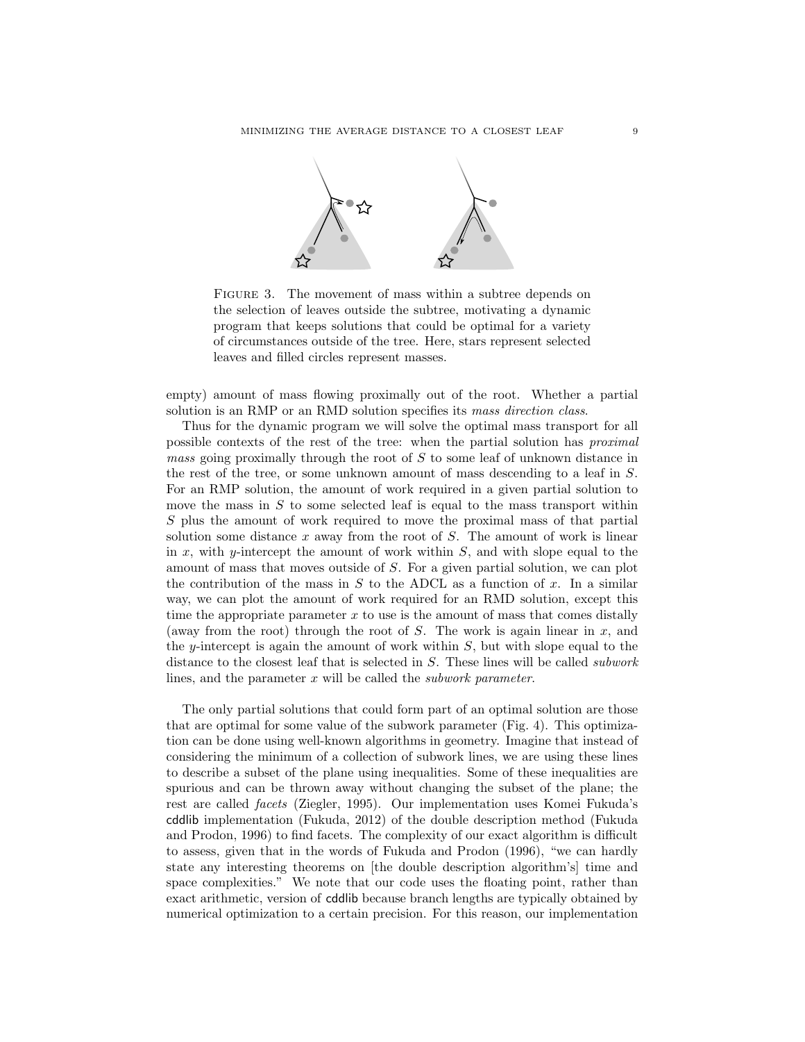FIGURE 3. The movement of mass within a subtree depends on the selection of leaves outside the subtree, motivating a dynamic program that keeps solutions that could be optimal for a variety of circumstances outside of the tree. Here, stars represent selected leaves and filled circles represent masses.

empty) amount of mass flowing proximally out of the root. Whether a partial solution is an RMP or an RMD solution specifies its *mass direction class*.

Thus for the dynamic program we will solve the optimal mass transport for all possible contexts of the rest of the tree: when the partial solution has *proximal mass* going proximally through the root of $S$ to some leaf of unknown distance in the rest of the tree, or some unknown amount of mass descending to a leaf in $S$. For an RMP solution, the amount of work required in a given partial solution to move the mass in $S$ to some selected leaf is equal to the mass transport within $S$ plus the amount of work required to move the proximal mass of that partial solution some distance $x$ away from the root of $S$. The amount of work is linear in $x$, with $y$-intercept the amount of work within $S$, and with slope equal to the amount of mass that moves outside of $S$. For a given partial solution, we can plot the contribution of the mass in $S$ to the ADCL as a function of $x$. In a similar way, we can plot the amount of work required for an RMD solution, except this time the appropriate parameter $x$ to use is the amount of mass that comes distally (away from the root) through the root of $S$. The work is again linear in $x$, and the $y$-intercept is again the amount of work within $S$, but with slope equal to the distance to the closest leaf that is selected in $S$. These lines will be called *subwork* lines, and the parameter $x$ will be called the *subwork parameter*.

The only partial solutions that could form part of an optimal solution are those that are optimal for some value of the subwork parameter (Fig. 4). This optimization can be done using well-known algorithms in geometry. Imagine that instead of considering the minimum of a collection of subwork lines, we are using these lines to describe a subset of the plane using inequalities. Some of these inequalities are spurious and can be thrown away without changing the subset of the plane; the rest are called *facets* (Ziegler, 1995). Our implementation uses Komei Fukuda's cddlib implementation (Fukuda, 2012) of the double description method (Fukuda and Prodon, 1996) to find facets. The complexity of our exact algorithm is difficult to assess, given that in the words of Fukuda and Prodon (1996), "we can hardly state any interesting theorems on [the double description algorithm's] time and space complexities." We note that our code uses the floating point, rather than exact arithmetic, version of cddlib because branch lengths are typically obtained by numerical optimization to a certain precision. For this reason, our implementation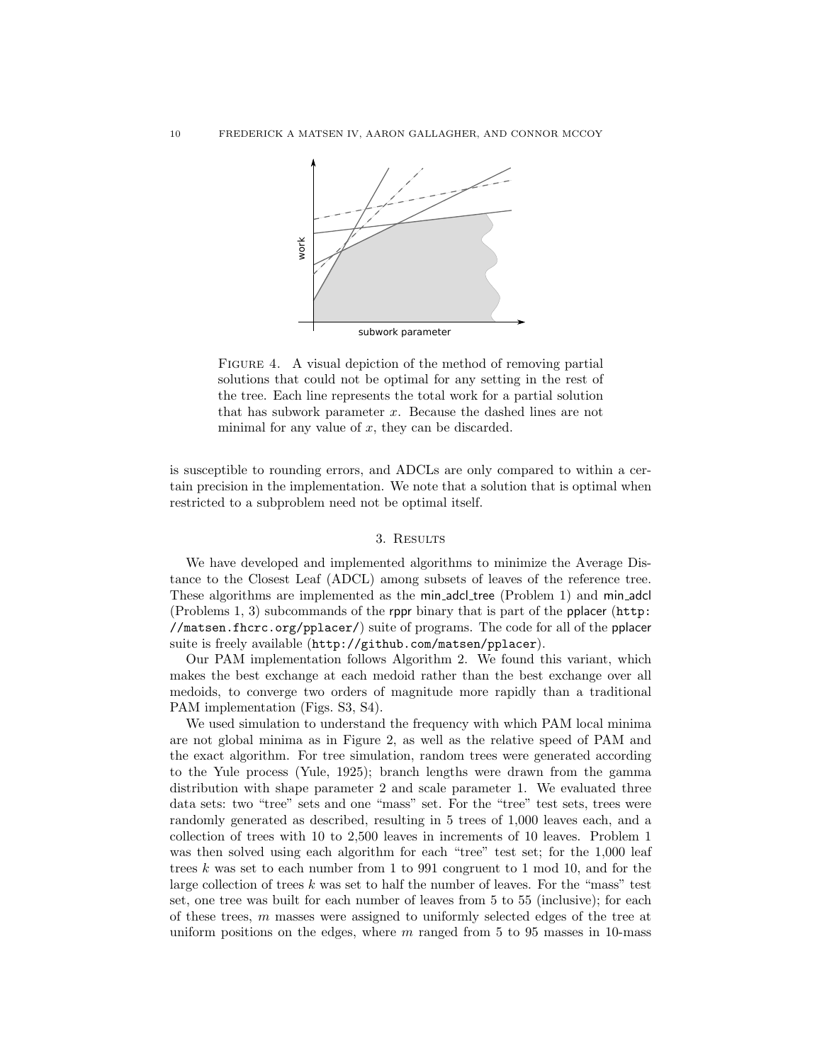FIGURE 4. A visual depiction of the method of removing partial solutions that could not be optimal for any setting in the rest of the tree. Each line represents the total work for a partial solution that has subwork parameter $x$. Because the dashed lines are not minimal for any value of $x$, they can be discarded.

is susceptible to rounding errors, and ADCLs are only compared to within a certain precision in the implementation. We note that a solution that is optimal when restricted to a subproblem need not be optimal itself.

## 3. Results

We have developed and implemented algorithms to minimize the Average Distance to the Closest Leaf (ADCL) among subsets of leaves of the reference tree. These algorithms are implemented as the min_adcl_tree (Problem 1) and min_adcl (Problems 1, 3) subcommands of the rppr binary that is part of the pplacer (http://matsen.fhcrc.org/pplacer/) suite of programs. The code for all of the pplacer suite is freely available (http://github.com/matsen/pplacer).

Our PAM implementation follows Algorithm 2. We found this variant, which makes the best exchange at each medoid rather than the best exchange over all medoids, to converge two orders of magnitude more rapidly than a traditional PAM implementation (Figs. S3, S4).

We used simulation to understand the frequency with which PAM local minima are not global minima as in Figure 2, as well as the relative speed of PAM and the exact algorithm. For tree simulation, random trees were generated according to the Yule process (Yule, 1925); branch lengths were drawn from the gamma distribution with shape parameter 2 and scale parameter 1. We evaluated three data sets: two "tree" sets and one "mass" set. For the "tree" test sets, trees were randomly generated as described, resulting in 5 trees of 1,000 leaves each, and a collection of trees with 10 to 2,500 leaves in increments of 10 leaves. Problem 1 was then solved using each algorithm for each "tree" test set; for the 1,000 leaf trees $k$ was set to each number from 1 to 991 congruent to 1 mod 10, and for the large collection of trees $k$ was set to half the number of leaves. For the "mass" test set, one tree was built for each number of leaves from 5 to 55 (inclusive); for each of these trees, $m$ masses were assigned to uniformly selected edges of the tree at uniform positions on the edges, where $m$ ranged from 5 to 95 masses in 10-mass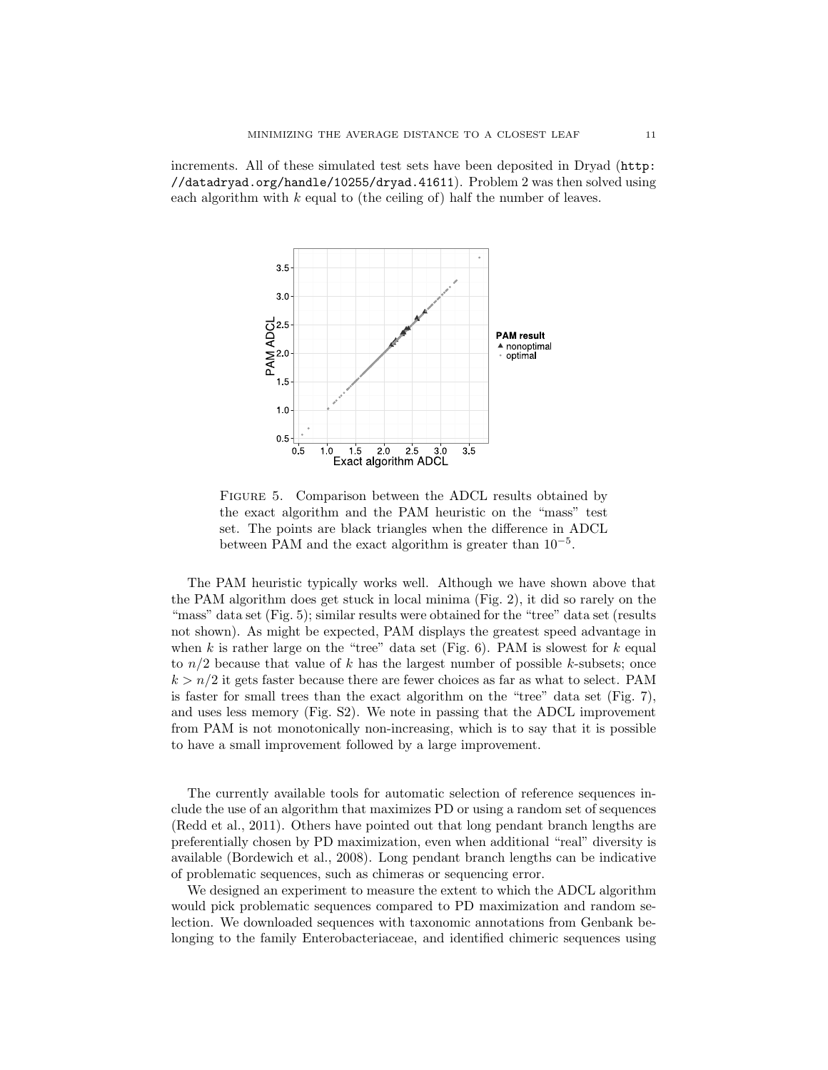increments. All of these simulated test sets have been deposited in Dryad (`http://datadryad.org/handle/10255/dryad.41611`). Problem 2 was then solved using each algorithm with $k$ equal to (the ceiling of) half the number of leaves.

Figure 5. Comparison between the ADCL results obtained by the exact algorithm and the PAM heuristic on the "mass" test set. The points are black triangles when the difference in ADCL between PAM and the exact algorithm is greater than $10^{-5}$.

The PAM heuristic typically works well. Although we have shown above that the PAM algorithm does get stuck in local minima (Fig. 2), it did so rarely on the "mass" data set (Fig. 5); similar results were obtained for the "tree" data set (results not shown). As might be expected, PAM displays the greatest speed advantage in when $k$ is rather large on the "tree" data set (Fig. 6). PAM is slowest for $k$ equal to $n/2$ because that value of $k$ has the largest number of possible $k$-subsets; once $k > n/2$ it gets faster because there are fewer choices as far as what to select. PAM is faster for small trees than the exact algorithm on the "tree" data set (Fig. 7), and uses less memory (Fig. S2). We note in passing that the ADCL improvement from PAM is not monotonically non-increasing, which is to say that it is possible to have a small improvement followed by a large improvement.

The currently available tools for automatic selection of reference sequences include the use of an algorithm that maximizes PD or using a random set of sequences (Redd et al., 2011). Others have pointed out that long pendant branch lengths are preferentially chosen by PD maximization, even when additional "real" diversity is available (Bordewich et al., 2008). Long pendant branch lengths can be indicative of problematic sequences, such as chimeras or sequencing error.

We designed an experiment to measure the extent to which the ADCL algorithm would pick problematic sequences compared to PD maximization and random selection. We downloaded sequences with taxonomic annotations from Genbank belonging to the family Enterobacteriaceae, and identified chimeric sequences using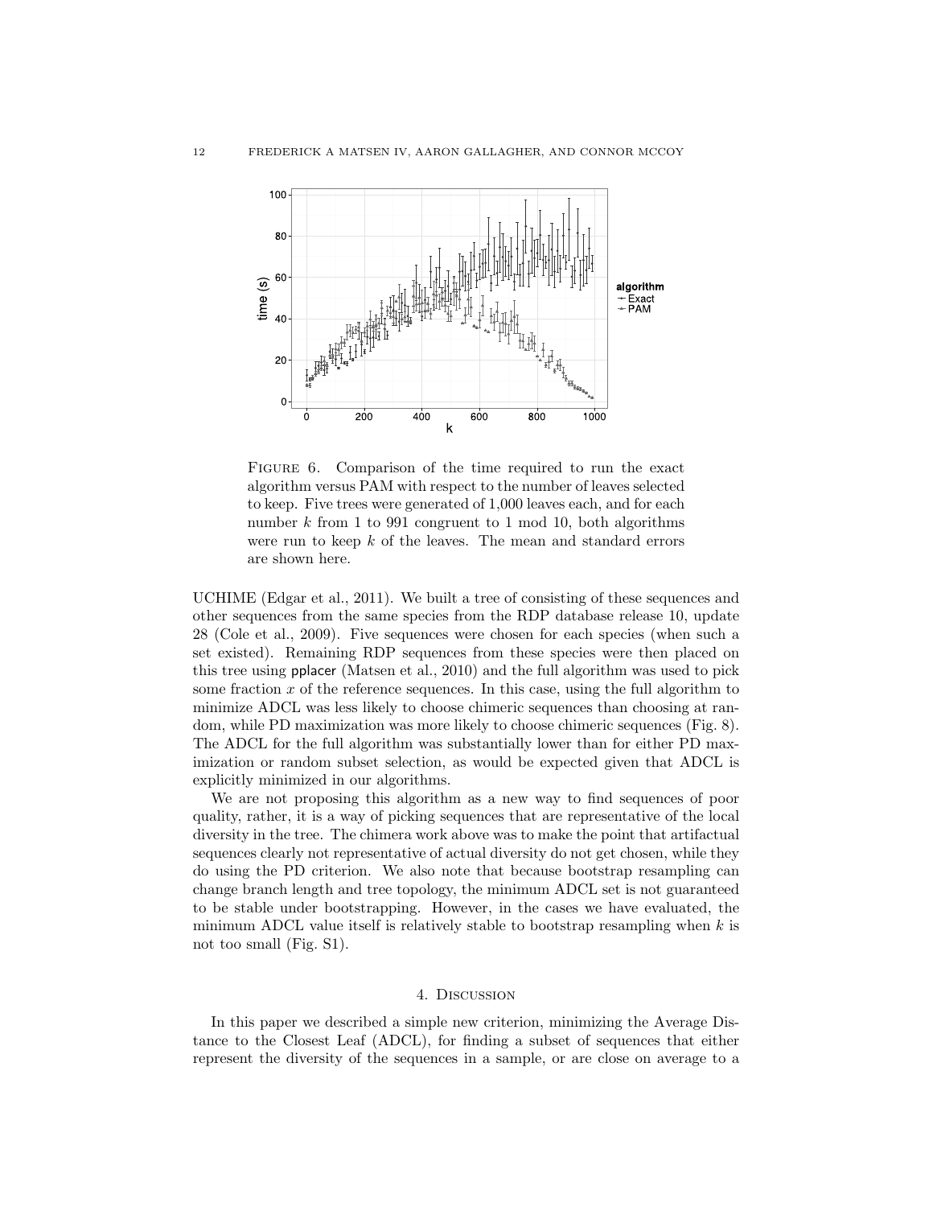FIGURE 6. Comparison of the time required to run the exact algorithm versus PAM with respect to the number of leaves selected to keep. Five trees were generated of 1,000 leaves each, and for each number $k$ from 1 to 991 congruent to 1 mod 10, both algorithms were run to keep $k$ of the leaves. The mean and standard errors are shown here.

UCHIME (Edgar et al., 2011). We built a tree of consisting of these sequences and other sequences from the same species from the RDP database release 10, update 28 (Cole et al., 2009). Five sequences were chosen for each species (when such a set existed). Remaining RDP sequences from these species were then placed on this tree using pplacer (Matsen et al., 2010) and the full algorithm was used to pick some fraction $x$ of the reference sequences. In this case, using the full algorithm to minimize ADCL was less likely to choose chimeric sequences than choosing at random, while PD maximization was more likely to choose chimeric sequences (Fig. 8). The ADCL for the full algorithm was substantially lower than for either PD maximization or random subset selection, as would be expected given that ADCL is explicitly minimized in our algorithms.

We are not proposing this algorithm as a new way to find sequences of poor quality, rather, it is a way of picking sequences that are representative of the local diversity in the tree. The chimera work above was to make the point that artifactual sequences clearly not representative of actual diversity do not get chosen, while they do using the PD criterion. We also note that because bootstrap resampling can change branch length and tree topology, the minimum ADCL set is not guaranteed to be stable under bootstrapping. However, in the cases we have evaluated, the minimum ADCL value itself is relatively stable to bootstrap resampling when $k$ is not too small (Fig. S1).

## 4. Discussion

In this paper we described a simple new criterion, minimizing the Average Distance to the Closest Leaf (ADCL), for finding a subset of sequences that either represent the diversity of the sequences in a sample, or are close on average to a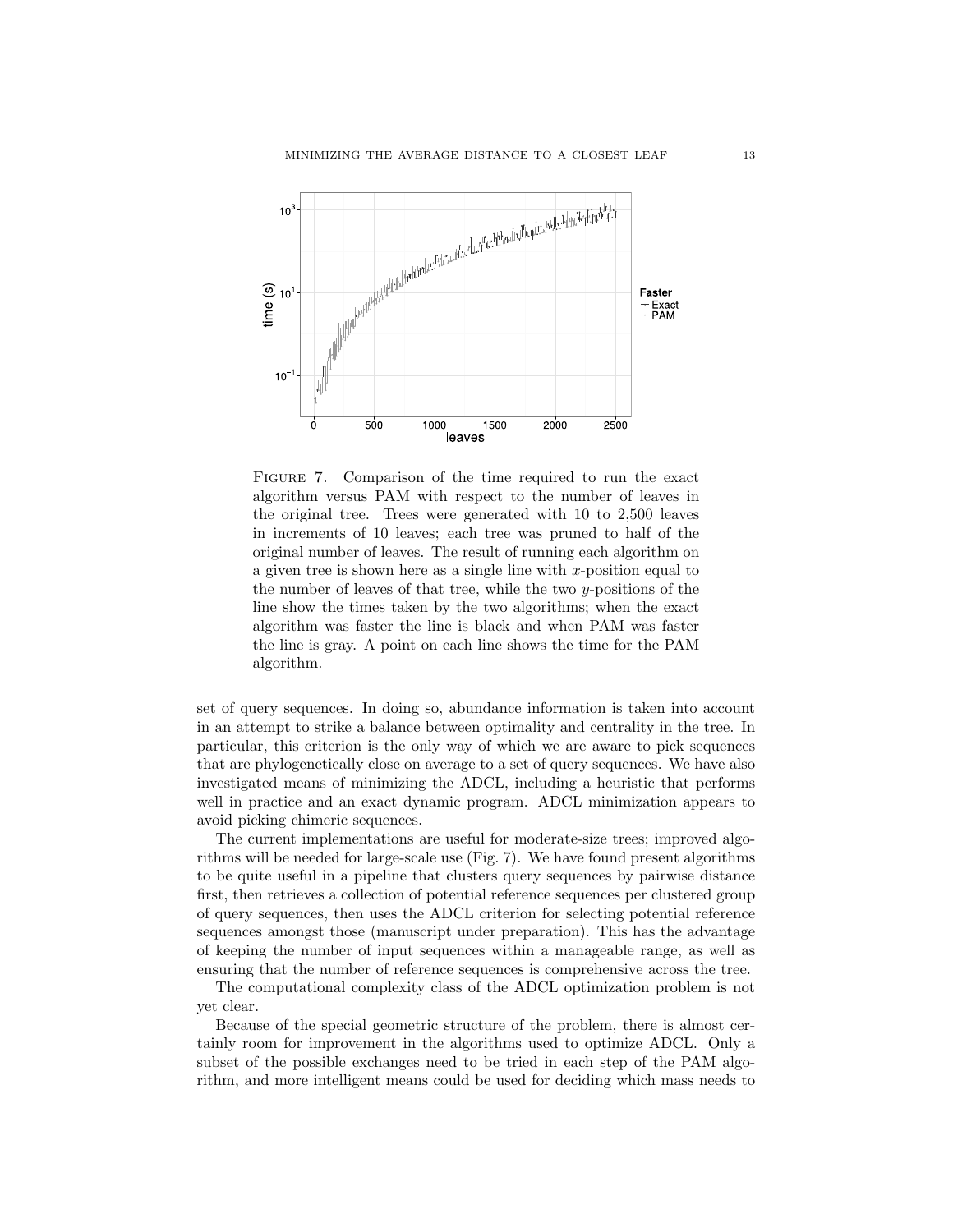Figure 7. Comparison of the time required to run the exact algorithm versus PAM with respect to the number of leaves in the original tree. Trees were generated with 10 to 2,500 leaves in increments of 10 leaves; each tree was pruned to half of the original number of leaves. The result of running each algorithm on a given tree is shown here as a single line with $x$-position equal to the number of leaves of that tree, while the two $y$-positions of the line show the times taken by the two algorithms; when the exact algorithm was faster the line is black and when PAM was faster the line is gray. A point on each line shows the time for the PAM algorithm.

set of query sequences. In doing so, abundance information is taken into account in an attempt to strike a balance between optimality and centrality in the tree. In particular, this criterion is the only way of which we are aware to pick sequences that are phylogenetically close on average to a set of query sequences. We have also investigated means of minimizing the ADCL, including a heuristic that performs well in practice and an exact dynamic program. ADCL minimization appears to avoid picking chimeric sequences.

The current implementations are useful for moderate-size trees; improved algorithms will be needed for large-scale use (Fig. 7). We have found present algorithms to be quite useful in a pipeline that clusters query sequences by pairwise distance first, then retrieves a collection of potential reference sequences per clustered group of query sequences, then uses the ADCL criterion for selecting potential reference sequences amongst those (manuscript under preparation). This has the advantage of keeping the number of input sequences within a manageable range, as well as ensuring that the number of reference sequences is comprehensive across the tree.

The computational complexity class of the ADCL optimization problem is not yet clear.

Because of the special geometric structure of the problem, there is almost certainly room for improvement in the algorithms used to optimize ADCL. Only a subset of the possible exchanges need to be tried in each step of the PAM algorithm, and more intelligent means could be used for deciding which mass needs to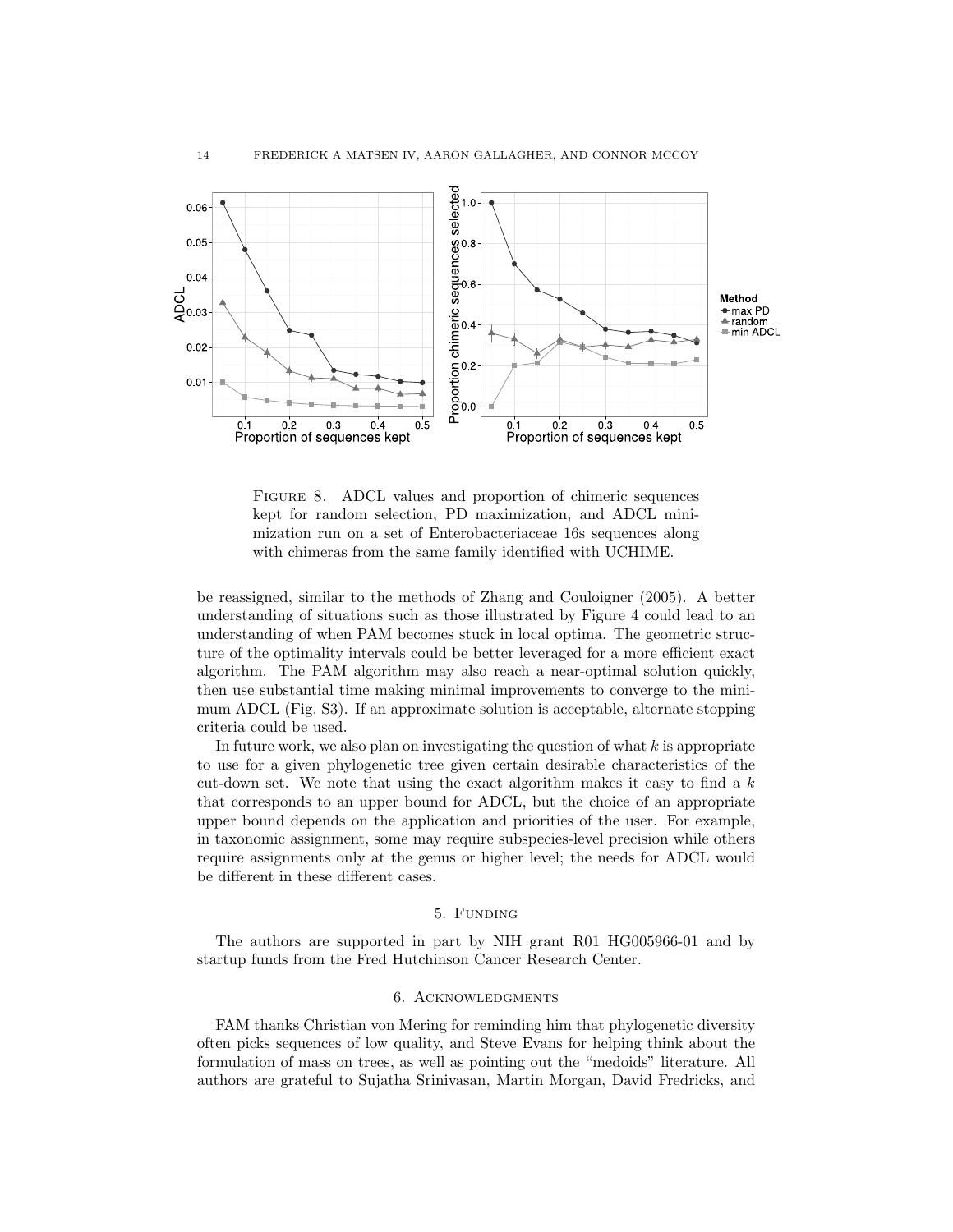Figure 8. ADCL values and proportion of chimeric sequences kept for random selection, PD maximization, and ADCL minimization run on a set of Enterobacteriaceae 16s sequences along with chimeras from the same family identified with UCHIME.

be reassigned, similar to the methods of Zhang and Couloigner (2005). A better understanding of situations such as those illustrated by Figure 4 could lead to an understanding of when PAM becomes stuck in local optima. The geometric structure of the optimality intervals could be better leveraged for a more efficient exact algorithm. The PAM algorithm may also reach a near-optimal solution quickly, then use substantial time making minimal improvements to converge to the minimum ADCL (Fig. S3). If an approximate solution is acceptable, alternate stopping criteria could be used.

In future work, we also plan on investigating the question of what $k$ is appropriate to use for a given phylogenetic tree given certain desirable characteristics of the cut-down set. We note that using the exact algorithm makes it easy to find a $k$ that corresponds to an upper bound for ADCL, but the choice of an appropriate upper bound depends on the application and priorities of the user. For example, in taxonomic assignment, some may require subspecies-level precision while others require assignments only at the genus or higher level; the needs for ADCL would be different in these different cases.

## 5. Funding

The authors are supported in part by NIH grant R01 HG005966-01 and by startup funds from the Fred Hutchinson Cancer Research Center.

## 6. Acknowledgments

FAM thanks Christian von Mering for reminding him that phylogenetic diversity often picks sequences of low quality, and Steve Evans for helping think about the formulation of mass on trees, as well as pointing out the "medoids" literature. All authors are grateful to Sujatha Srinivasan, Martin Morgan, David Fredricks, and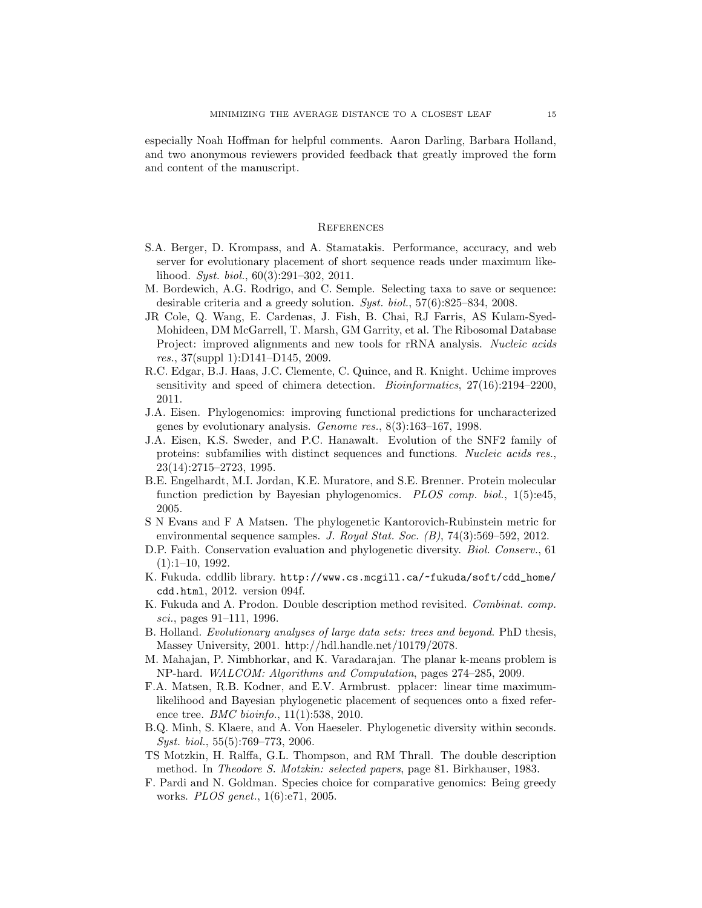especially Noah Hoffman for helpful comments. Aaron Darling, Barbara Holland, and two anonymous reviewers provided feedback that greatly improved the form and content of the manuscript.

## References

S.A. Berger, D. Krompass, and A. Stamatakis. Performance, accuracy, and web server for evolutionary placement of short sequence reads under maximum likelihood. *Syst. biol.*, 60(3):291–302, 2011.

M. Bordewich, A.G. Rodrigo, and C. Semple. Selecting taxa to save or sequence: desirable criteria and a greedy solution. *Syst. biol.*, 57(6):825–834, 2008.

JR Cole, Q. Wang, E. Cardenas, J. Fish, B. Chai, RJ Farris, AS Kulam-Syed-Mohideen, DM McGarrell, T. Marsh, GM Garrity, et al. The Ribosomal Database Project: improved alignments and new tools for rRNA analysis. *Nucleic acids res.*, 37(suppl 1):D141–D145, 2009.

R.C. Edgar, B.J. Haas, J.C. Clemente, C. Quince, and R. Knight. Uchime improves sensitivity and speed of chimera detection. *Bioinformatics*, 27(16):2194–2200, 2011.

J.A. Eisen. Phylogenomics: improving functional predictions for uncharacterized genes by evolutionary analysis. *Genome res.*, 8(3):163–167, 1998.

J.A. Eisen, K.S. Sweder, and P.C. Hanawalt. Evolution of the SNF2 family of proteins: subfamilies with distinct sequences and functions. *Nucleic acids res.*, 23(14):2715–2723, 1995.

B.E. Engelhardt, M.I. Jordan, K.E. Muratore, and S.E. Brenner. Protein molecular function prediction by Bayesian phylogenomics. *PLOS comp. biol.*, 1(5):e45, 2005.

S N Evans and F A Matsen. The phylogenetic Kantorovich-Rubinstein metric for environmental sequence samples. *J. Royal Stat. Soc. (B)*, 74(3):569–592, 2012.

D.P. Faith. Conservation evaluation and phylogenetic diversity. *Biol. Conserv.*, 61 (1):1–10, 1992.

K. Fukuda. cddlib library. `http://www.cs.mcgill.ca/~fukuda/soft/cdd_home/cdd.html`, 2012. version 094f.

K. Fukuda and A. Prodon. Double description method revisited. *Combinat. comp. sci.*, pages 91–111, 1996.

B. Holland. *Evolutionary analyses of large data sets: trees and beyond*. PhD thesis, Massey University, 2001. http://hdl.handle.net/10179/2078.

M. Mahajan, P. Nimbhorkar, and K. Varadarajan. The planar k-means problem is NP-hard. *WALCOM: Algorithms and Computation*, pages 274–285, 2009.

F.A. Matsen, R.B. Kodner, and E.V. Armbrust. pplacer: linear time maximum-likelihood and Bayesian phylogenetic placement of sequences onto a fixed reference tree. *BMC bioinfo.*, 11(1):538, 2010.

B.Q. Minh, S. Klaere, and A. Von Haeseler. Phylogenetic diversity within seconds. *Syst. biol.*, 55(5):769–773, 2006.

TS Motzkin, H. Ralffa, G.L. Thompson, and RM Thrall. The double description method. In *Theodore S. Motzkin: selected papers*, page 81. Birkhauser, 1983.

F. Pardi and N. Goldman. Species choice for comparative genomics: Being greedy works. *PLOS genet.*, 1(6):e71, 2005.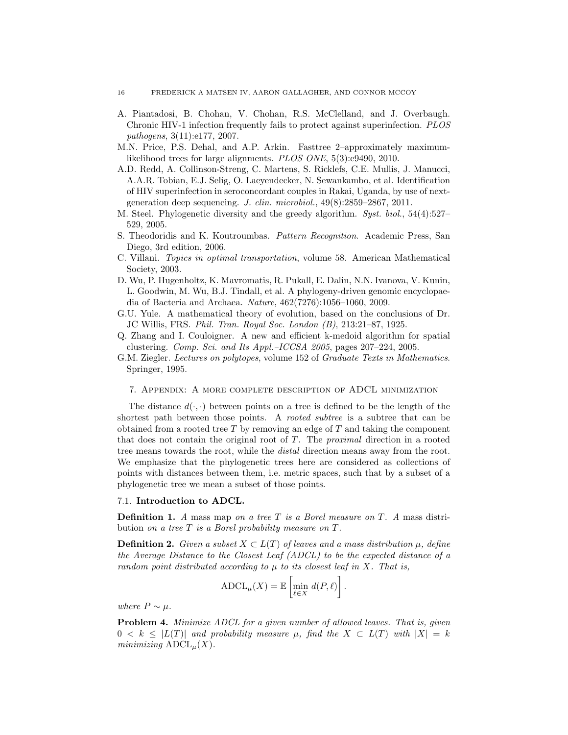A. Piantadosi, B. Chohan, V. Chohan, R.S. McClelland, and J. Overbaugh. Chronic HIV-1 infection frequently fails to protect against superinfection. *PLOS pathogens*, 3(11):e177, 2007.

M.N. Price, P.S. Dehal, and A.P. Arkin. Fasttree 2–approximately maximum-likelihood trees for large alignments. *PLOS ONE*, 5(3):e9490, 2010.

A.D. Redd, A. Collinson-Streng, C. Martens, S. Ricklefs, C.E. Mullis, J. Manucci, A.A.R. Tobian, E.J. Selig, O. Laeyendecker, N. Sewankambo, et al. Identification of HIV superinfection in seroconcordant couples in Rakai, Uganda, by use of next-generation deep sequencing. *J. clin. microbiol.*, 49(8):2859–2867, 2011.

M. Steel. Phylogenetic diversity and the greedy algorithm. *Syst. biol.*, 54(4):527–529, 2005.

S. Theodoridis and K. Koutroumbas. *Pattern Recognition*. Academic Press, San Diego, 3rd edition, 2006.

C. Villani. *Topics in optimal transportation*, volume 58. American Mathematical Society, 2003.

D. Wu, P. Hugenholtz, K. Mavromatis, R. Pukall, E. Dalin, N.N. Ivanova, V. Kunin, L. Goodwin, M. Wu, B.J. Tindall, et al. A phylogeny-driven genomic encyclopaedia of Bacteria and Archaea. *Nature*, 462(7276):1056–1060, 2009.

G.U. Yule. A mathematical theory of evolution, based on the conclusions of Dr. JC Willis, FRS. *Phil. Tran. Royal Soc. London (B)*, 213:21–87, 1925.

Q. Zhang and I. Couloigner. A new and efficient k-medoid algorithm for spatial clustering. *Comp. Sci. and Its Appl.–ICCSA 2005*, pages 207–224, 2005.

G.M. Ziegler. *Lectures on polytopes*, volume 152 of *Graduate Texts in Mathematics*. Springer, 1995.

## 7. Appendix: A more complete description of ADCL minimization

The distance $d(\cdot, \cdot)$ between points on a tree is defined to be the length of the shortest path between those points. A *rooted subtree* is a subtree that can be obtained from a rooted tree $T$ by removing an edge of $T$ and taking the component that does not contain the original root of $T$. The *proximal* direction in a rooted tree means towards the root, while the *distal* direction means away from the root. We emphasize that the phylogenetic trees here are considered as collections of points with distances between them, i.e. metric spaces, such that by a subset of a phylogenetic tree we mean a subset of those points.

### 7.1. Introduction to ADCL.

**Definition 1.** *A* mass map *on a tree $T$ is a Borel measure on $T$. A* mass distribution *on a tree $T$ is a Borel probability measure on $T$.*

**Definition 2.** *Given a subset $X \subset L(T)$ of leaves and a mass distribution $\mu$, define the Average Distance to the Closest Leaf (ADCL) to be the expected distance of a random point distributed according to $\mu$ to its closest leaf in $X$. That is,*

$$\mathrm{ADCL}_\mu(X) = \mathbb{E}\left[\min_{\ell \in X} d(P, \ell)\right].$$

*where $P \sim \mu$.*

**Problem 4.** *Minimize ADCL for a given number of allowed leaves. That is, given $0 < k \leq |L(T)|$ and probability measure $\mu$, find the $X \subset L(T)$ with $|X| = k$ minimizing $\mathrm{ADCL}_\mu(X)$.*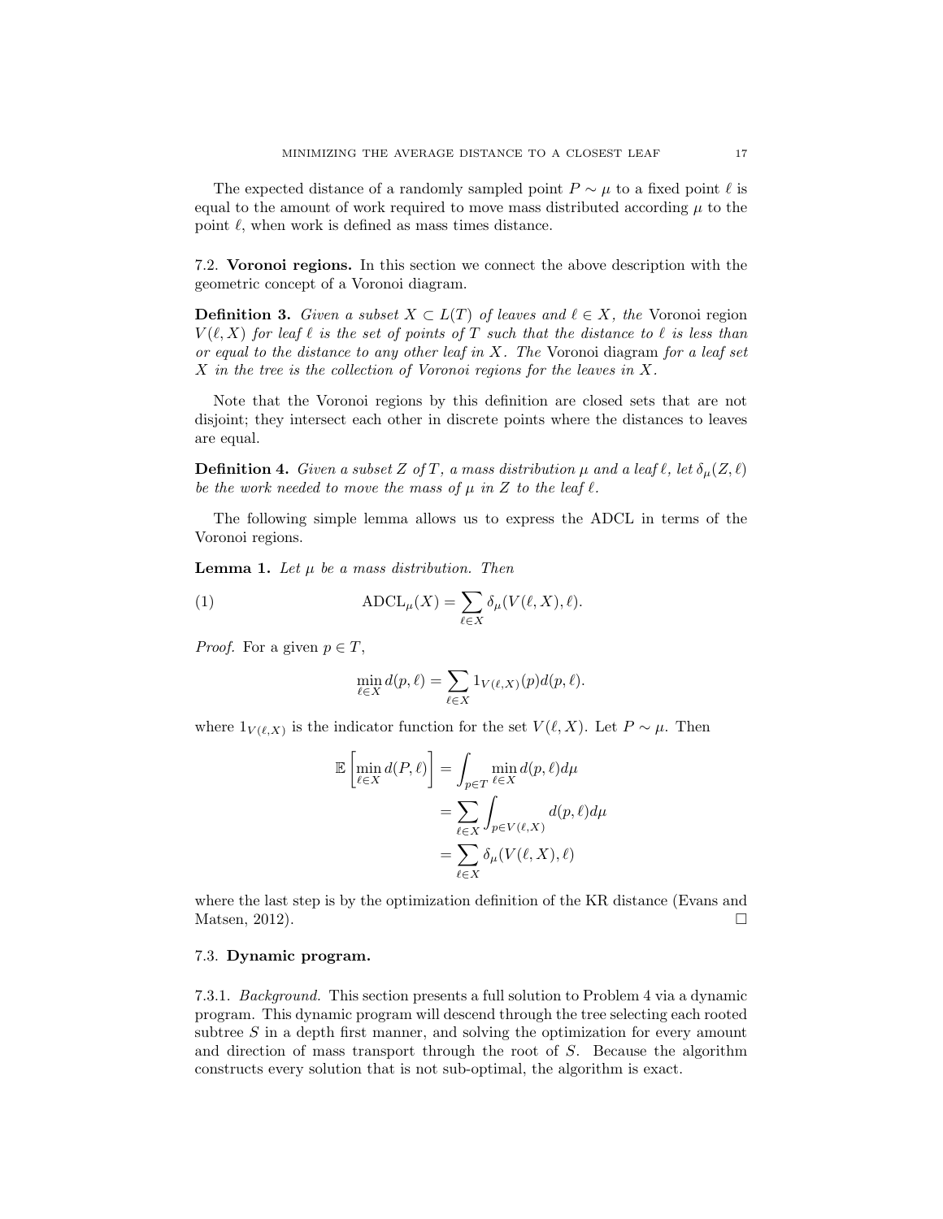The expected distance of a randomly sampled point $P \sim \mu$ to a fixed point $\ell$ is equal to the amount of work required to move mass distributed according $\mu$ to the point $\ell$, when work is defined as mass times distance.

### 7.2. Voronoi regions.

In this section we connect the above description with the geometric concept of a Voronoi diagram.

**Definition 3.** *Given a subset $X \subset L(T)$ of leaves and $\ell \in X$, the* Voronoi region *$V(\ell, X)$ for leaf $\ell$ is the set of points of $T$ such that the distance to $\ell$ is less than or equal to the distance to any other leaf in $X$. The* Voronoi diagram *for a leaf set $X$ in the tree is the collection of Voronoi regions for the leaves in $X$.*

Note that the Voronoi regions by this definition are closed sets that are not disjoint; they intersect each other in discrete points where the distances to leaves are equal.

**Definition 4.** *Given a subset $Z$ of $T$, a mass distribution $\mu$ and a leaf $\ell$, let $\delta_\mu(Z, \ell)$ be the work needed to move the mass of $\mu$ in $Z$ to the leaf $\ell$.*

The following simple lemma allows us to express the ADCL in terms of the Voronoi regions.

**Lemma 1.** *Let $\mu$ be a mass distribution. Then*

$$\mathrm{ADCL}_\mu(X) = \sum_{\ell \in X} \delta_\mu(V(\ell, X), \ell). \tag{1}$$

*Proof.* For a given $p \in T$,

$$\min_{\ell \in X} d(p, \ell) = \sum_{\ell \in X} 1_{V(\ell,X)}(p) d(p, \ell).$$

where $1_{V(\ell,X)}$ is the indicator function for the set $V(\ell, X)$. Let $P \sim \mu$. Then

$$\begin{aligned}
\mathbb{E}\left[\min_{\ell \in X} d(P, \ell)\right] &= \int_{p \in T} \min_{\ell \in X} d(p, \ell) d\mu \\
&= \sum_{\ell \in X} \int_{p \in V(\ell, X)} d(p, \ell) d\mu \\
&= \sum_{\ell \in X} \delta_\mu(V(\ell, X), \ell)
\end{aligned}$$

where the last step is by the optimization definition of the KR distance (Evans and Matsen, 2012). □

### 7.3. Dynamic program.

#### 7.3.1. *Background.*

This section presents a full solution to Problem 4 via a dynamic program. This dynamic program will descend through the tree selecting each rooted subtree $S$ in a depth first manner, and solving the optimization for every amount and direction of mass transport through the root of $S$. Because the algorithm constructs every solution that is not sub-optimal, the algorithm is exact.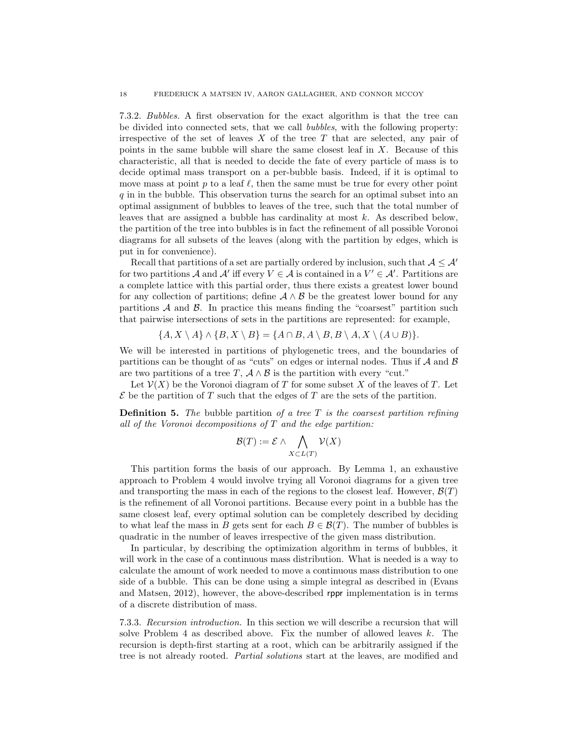7.3.2. *Bubbles.* A first observation for the exact algorithm is that the tree can be divided into connected sets, that we call *bubbles*, with the following property: irrespective of the set of leaves $X$ of the tree $T$ that are selected, any pair of points in the same bubble will share the same closest leaf in $X$. Because of this characteristic, all that is needed to decide the fate of every particle of mass is to decide optimal mass transport on a per-bubble basis. Indeed, if it is optimal to move mass at point $p$ to a leaf $\ell$, then the same must be true for every other point $q$ in in the bubble. This observation turns the search for an optimal subset into an optimal assignment of bubbles to leaves of the tree, such that the total number of leaves that are assigned a bubble has cardinality at most $k$. As described below, the partition of the tree into bubbles is in fact the refinement of all possible Voronoi diagrams for all subsets of the leaves (along with the partition by edges, which is put in for convenience).

Recall that partitions of a set are partially ordered by inclusion, such that $\mathcal{A} \leq \mathcal{A}'$ for two partitions $\mathcal{A}$ and $\mathcal{A}'$ iff every $V \in \mathcal{A}$ is contained in a $V' \in \mathcal{A}'$. Partitions are a complete lattice with this partial order, thus there exists a greatest lower bound for any collection of partitions; define $\mathcal{A} \wedge \mathcal{B}$ be the greatest lower bound for any partitions $\mathcal{A}$ and $\mathcal{B}$. In practice this means finding the "coarsest" partition such that pairwise intersections of sets in the partitions are represented: for example,

$$\{A, X \setminus A\} \wedge \{B, X \setminus B\} = \{A \cap B, A \setminus B, B \setminus A, X \setminus (A \cup B)\}.$$

We will be interested in partitions of phylogenetic trees, and the boundaries of partitions can be thought of as "cuts" on edges or internal nodes. Thus if $\mathcal{A}$ and $\mathcal{B}$ are two partitions of a tree $T$, $\mathcal{A} \wedge \mathcal{B}$ is the partition with every "cut."

Let $\mathcal{V}(X)$ be the Voronoi diagram of $T$ for some subset $X$ of the leaves of $T$. Let $\mathcal{E}$ be the partition of $T$ such that the edges of $T$ are the sets of the partition.

**Definition 5.** *The* bubble partition *of a tree $T$ is the coarsest partition refining all of the Voronoi decompositions of $T$ and the edge partition:*

$$\mathcal{B}(T) := \mathcal{E} \wedge \bigwedge_{X \subset L(T)} \mathcal{V}(X)$$

This partition forms the basis of our approach. By Lemma 1, an exhaustive approach to Problem 4 would involve trying all Voronoi diagrams for a given tree and transporting the mass in each of the regions to the closest leaf. However, $\mathcal{B}(T)$ is the refinement of all Voronoi partitions. Because every point in a bubble has the same closest leaf, every optimal solution can be completely described by deciding to what leaf the mass in $B$ gets sent for each $B \in \mathcal{B}(T)$. The number of bubbles is quadratic in the number of leaves irrespective of the given mass distribution.

In particular, by describing the optimization algorithm in terms of bubbles, it will work in the case of a continuous mass distribution. What is needed is a way to calculate the amount of work needed to move a continuous mass distribution to one side of a bubble. This can be done using a simple integral as described in (Evans and Matsen, 2012), however, the above-described rppr implementation is in terms of a discrete distribution of mass.

7.3.3. *Recursion introduction.* In this section we will describe a recursion that will solve Problem 4 as described above. Fix the number of allowed leaves $k$. The recursion is depth-first starting at a root, which can be arbitrarily assigned if the tree is not already rooted. *Partial solutions* start at the leaves, are modified and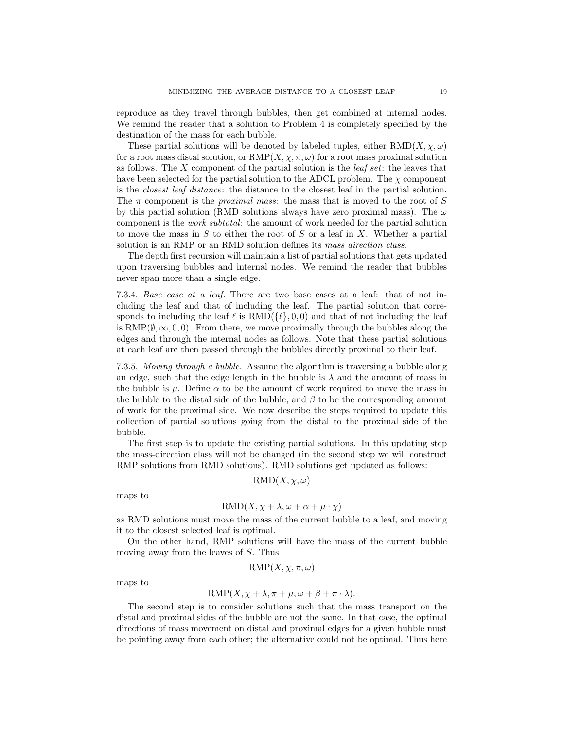reproduce as they travel through bubbles, then get combined at internal nodes. We remind the reader that a solution to Problem 4 is completely specified by the destination of the mass for each bubble.

These partial solutions will be denoted by labeled tuples, either $\mathrm{RMD}(X, \chi, \omega)$ for a root mass distal solution, or $\mathrm{RMP}(X, \chi, \pi, \omega)$ for a root mass proximal solution as follows. The $X$ component of the partial solution is the *leaf set*: the leaves that have been selected for the partial solution to the ADCL problem. The $\chi$ component is the *closest leaf distance*: the distance to the closest leaf in the partial solution. The $\pi$ component is the *proximal mass*: the mass that is moved to the root of $S$ by this partial solution (RMD solutions always have zero proximal mass). The $\omega$ component is the *work subtotal*: the amount of work needed for the partial solution to move the mass in $S$ to either the root of $S$ or a leaf in $X$. Whether a partial solution is an RMP or an RMD solution defines its *mass direction class*.

The depth first recursion will maintain a list of partial solutions that gets updated upon traversing bubbles and internal nodes. We remind the reader that bubbles never span more than a single edge.

7.3.4. *Base case at a leaf.* There are two base cases at a leaf: that of not including the leaf and that of including the leaf. The partial solution that corresponds to including the leaf $\ell$ is $\mathrm{RMD}(\{\ell\}, 0, 0)$ and that of not including the leaf is $\mathrm{RMP}(\emptyset, \infty, 0, 0)$. From there, we move proximally through the bubbles along the edges and through the internal nodes as follows. Note that these partial solutions at each leaf are then passed through the bubbles directly proximal to their leaf.

7.3.5. *Moving through a bubble.* Assume the algorithm is traversing a bubble along an edge, such that the edge length in the bubble is $\lambda$ and the amount of mass in the bubble is $\mu$. Define $\alpha$ to be the amount of work required to move the mass in the bubble to the distal side of the bubble, and $\beta$ to be the corresponding amount of work for the proximal side. We now describe the steps required to update this collection of partial solutions going from the distal to the proximal side of the bubble.

The first step is to update the existing partial solutions. In this updating step the mass-direction class will not be changed (in the second step we will construct RMP solutions from RMD solutions). RMD solutions get updated as follows:

$$\mathrm{RMD}(X, \chi, \omega)$$

maps to

$$\mathrm{RMD}(X, \chi + \lambda, \omega + \alpha + \mu \cdot \chi)$$

as RMD solutions must move the mass of the current bubble to a leaf, and moving it to the closest selected leaf is optimal.

On the other hand, RMP solutions will have the mass of the current bubble moving away from the leaves of $S$. Thus

$$\mathrm{RMP}(X, \chi, \pi, \omega)$$

maps to

$$\mathrm{RMP}(X, \chi + \lambda, \pi + \mu, \omega + \beta + \pi \cdot \lambda).$$

The second step is to consider solutions such that the mass transport on the distal and proximal sides of the bubble are not the same. In that case, the optimal directions of mass movement on distal and proximal edges for a given bubble must be pointing away from each other; the alternative could not be optimal. Thus here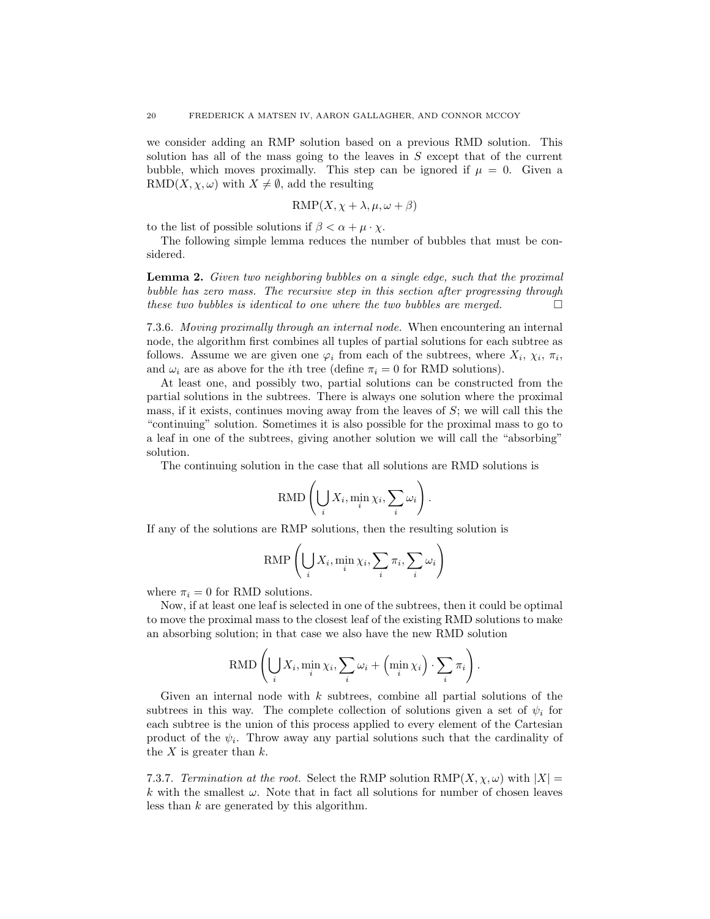we consider adding an RMP solution based on a previous RMD solution. This solution has all of the mass going to the leaves in $S$ except that of the current bubble, which moves proximally. This step can be ignored if $\mu = 0$. Given a $\mathrm{RMD}(X, \chi, \omega)$ with $X \neq \emptyset$, add the resulting

$$\mathrm{RMP}(X, \chi + \lambda, \mu, \omega + \beta)$$

to the list of possible solutions if $\beta < \alpha + \mu \cdot \chi$.

The following simple lemma reduces the number of bubbles that must be considered.

**Lemma 2.** *Given two neighboring bubbles on a single edge, such that the proximal bubble has zero mass. The recursive step in this section after progressing through these two bubbles is identical to one where the two bubbles are merged.* □

7.3.6. *Moving proximally through an internal node.* When encountering an internal node, the algorithm first combines all tuples of partial solutions for each subtree as follows. Assume we are given one $\varphi_i$ from each of the subtrees, where $X_i$, $\chi_i$, $\pi_i$, and $\omega_i$ are as above for the $i$th tree (define $\pi_i = 0$ for RMD solutions).

At least one, and possibly two, partial solutions can be constructed from the partial solutions in the subtrees. There is always one solution where the proximal mass, if it exists, continues moving away from the leaves of $S$; we will call this the "continuing" solution. Sometimes it is also possible for the proximal mass to go to a leaf in one of the subtrees, giving another solution we will call the "absorbing" solution.

The continuing solution in the case that all solutions are RMD solutions is

$$\mathrm{RMD}\left(\bigcup_i X_i, \min_i \chi_i, \sum_i \omega_i\right).$$

If any of the solutions are RMP solutions, then the resulting solution is

$$\mathrm{RMP}\left(\bigcup_i X_i, \min_i \chi_i, \sum_i \pi_i, \sum_i \omega_i\right)$$

where $\pi_i = 0$ for RMD solutions.

Now, if at least one leaf is selected in one of the subtrees, then it could be optimal to move the proximal mass to the closest leaf of the existing RMD solutions to make an absorbing solution; in that case we also have the new RMD solution

$$\mathrm{RMD}\left(\bigcup_i X_i, \min_i \chi_i, \sum_i \omega_i + \left(\min_i \chi_i\right) \cdot \sum_i \pi_i\right).$$

Given an internal node with $k$ subtrees, combine all partial solutions of the subtrees in this way. The complete collection of solutions given a set of $\psi_i$ for each subtree is the union of this process applied to every element of the Cartesian product of the $\psi_i$. Throw away any partial solutions such that the cardinality of the $X$ is greater than $k$.

7.3.7. *Termination at the root.* Select the RMP solution $\mathrm{RMP}(X, \chi, \omega)$ with $|X| = k$ with the smallest $\omega$. Note that in fact all solutions for number of chosen leaves less than $k$ are generated by this algorithm.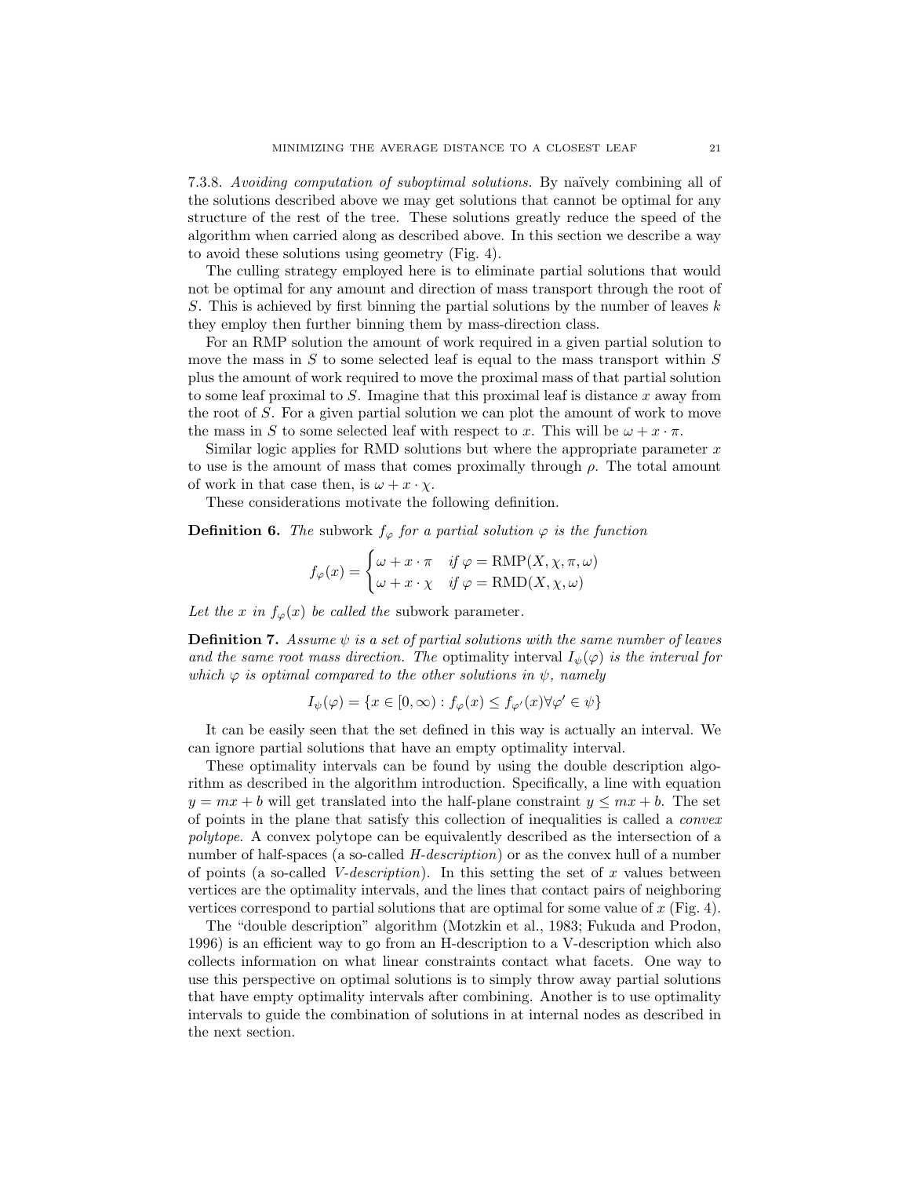7.3.8. *Avoiding computation of suboptimal solutions.* By naïvely combining all of the solutions described above we may get solutions that cannot be optimal for any structure of the rest of the tree. These solutions greatly reduce the speed of the algorithm when carried along as described above. In this section we describe a way to avoid these solutions using geometry (Fig. 4).

The culling strategy employed here is to eliminate partial solutions that would not be optimal for any amount and direction of mass transport through the root of $S$. This is achieved by first binning the partial solutions by the number of leaves $k$ they employ then further binning them by mass-direction class.

For an RMP solution the amount of work required in a given partial solution to move the mass in $S$ to some selected leaf is equal to the mass transport within $S$ plus the amount of work required to move the proximal mass of that partial solution to some leaf proximal to $S$. Imagine that this proximal leaf is distance $x$ away from the root of $S$. For a given partial solution we can plot the amount of work to move the mass in $S$ to some selected leaf with respect to $x$. This will be $\omega + x \cdot \pi$.

Similar logic applies for RMD solutions but where the appropriate parameter $x$ to use is the amount of mass that comes proximally through $\rho$. The total amount of work in that case then, is $\omega + x \cdot \chi$.

These considerations motivate the following definition.

**Definition 6.** *The* subwork $f_\varphi$ *for a partial solution* $\varphi$ *is the function*

$$f_\varphi(x) = \begin{cases} \omega + x \cdot \pi & \text{if } \varphi = \mathrm{RMP}(X, \chi, \pi, \omega) \\ \omega + x \cdot \chi & \text{if } \varphi = \mathrm{RMD}(X, \chi, \omega) \end{cases}$$

*Let the* $x$ *in* $f_\varphi(x)$ *be called the* subwork parameter*.*

**Definition 7.** *Assume* $\psi$ *is a set of partial solutions with the same number of leaves and the same root mass direction. The* optimality interval $I_\psi(\varphi)$ *is the interval for which* $\varphi$ *is optimal compared to the other solutions in* $\psi$*, namely*

$$I_\psi(\varphi) = \{x \in [0, \infty) : f_\varphi(x) \le f_{\varphi'}(x) \forall \varphi' \in \psi\}$$

It can be easily seen that the set defined in this way is actually an interval. We can ignore partial solutions that have an empty optimality interval.

These optimality intervals can be found by using the double description algorithm as described in the algorithm introduction. Specifically, a line with equation $y = mx + b$ will get translated into the half-plane constraint $y \le mx + b$. The set of points in the plane that satisfy this collection of inequalities is called a *convex polytope*. A convex polytope can be equivalently described as the intersection of a number of half-spaces (a so-called *H-description*) or as the convex hull of a number of points (a so-called *V-description*). In this setting the set of $x$ values between vertices are the optimality intervals, and the lines that contact pairs of neighboring vertices correspond to partial solutions that are optimal for some value of $x$ (Fig. 4).

The "double description" algorithm (Motzkin et al., 1983; Fukuda and Prodon, 1996) is an efficient way to go from an H-description to a V-description which also collects information on what linear constraints contact what facets. One way to use this perspective on optimal solutions is to simply throw away partial solutions that have empty optimality intervals after combining. Another is to use optimality intervals to guide the combination of solutions in at internal nodes as described in the next section.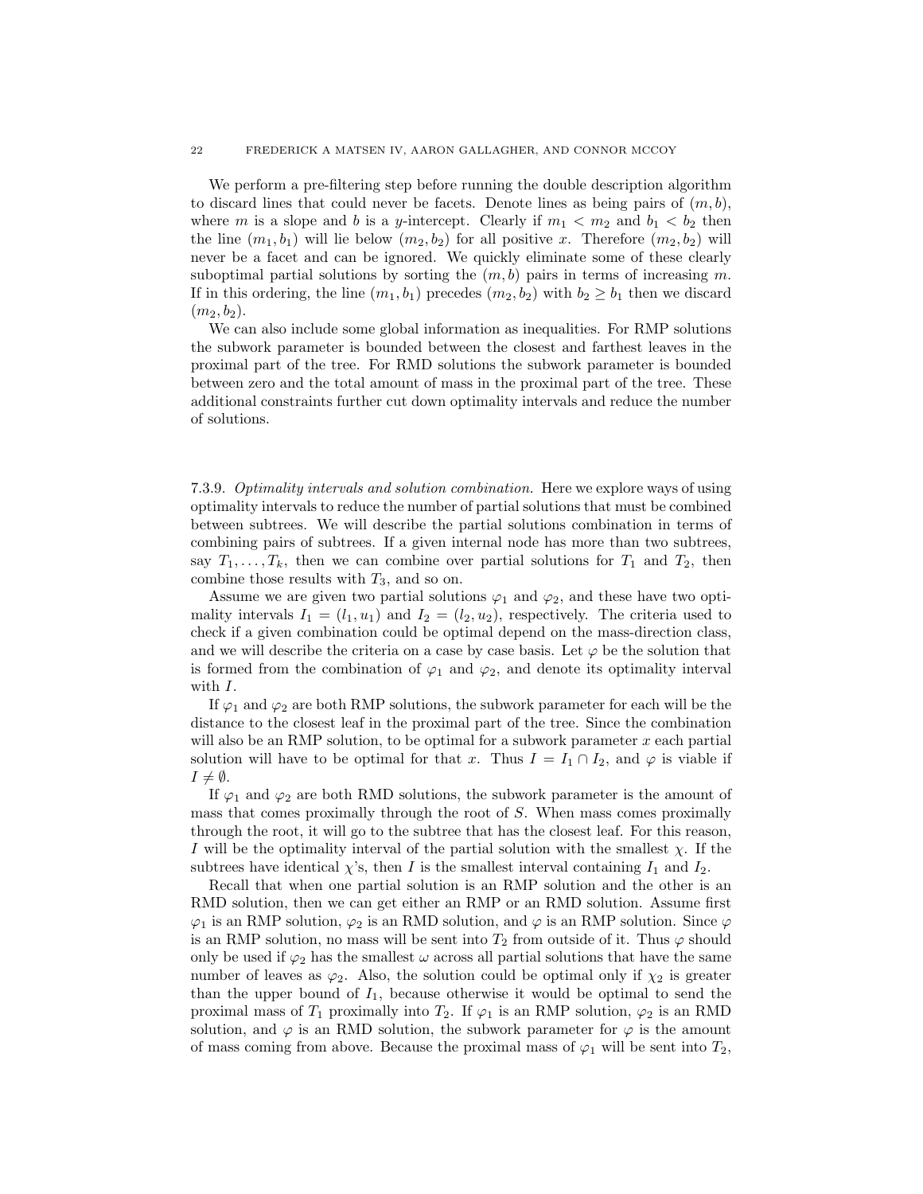We perform a pre-filtering step before running the double description algorithm to discard lines that could never be facets. Denote lines as being pairs of $(m, b)$, where $m$ is a slope and $b$ is a $y$-intercept. Clearly if $m_1 < m_2$ and $b_1 < b_2$ then the line $(m_1, b_1)$ will lie below $(m_2, b_2)$ for all positive $x$. Therefore $(m_2, b_2)$ will never be a facet and can be ignored. We quickly eliminate some of these clearly suboptimal partial solutions by sorting the $(m, b)$ pairs in terms of increasing $m$. If in this ordering, the line $(m_1, b_1)$ precedes $(m_2, b_2)$ with $b_2 \geq b_1$ then we discard $(m_2, b_2)$.

We can also include some global information as inequalities. For RMP solutions the subwork parameter is bounded between the closest and farthest leaves in the proximal part of the tree. For RMD solutions the subwork parameter is bounded between zero and the total amount of mass in the proximal part of the tree. These additional constraints further cut down optimality intervals and reduce the number of solutions.

7.3.9. *Optimality intervals and solution combination.* Here we explore ways of using optimality intervals to reduce the number of partial solutions that must be combined between subtrees. We will describe the partial solutions combination in terms of combining pairs of subtrees. If a given internal node has more than two subtrees, say $T_1, \ldots, T_k$, then we can combine over partial solutions for $T_1$ and $T_2$, then combine those results with $T_3$, and so on.

Assume we are given two partial solutions $\varphi_1$ and $\varphi_2$, and these have two optimality intervals $I_1 = (l_1, u_1)$ and $I_2 = (l_2, u_2)$, respectively. The criteria used to check if a given combination could be optimal depend on the mass-direction class, and we will describe the criteria on a case by case basis. Let $\varphi$ be the solution that is formed from the combination of $\varphi_1$ and $\varphi_2$, and denote its optimality interval with $I$.

If $\varphi_1$ and $\varphi_2$ are both RMP solutions, the subwork parameter for each will be the distance to the closest leaf in the proximal part of the tree. Since the combination will also be an RMP solution, to be optimal for a subwork parameter $x$ each partial solution will have to be optimal for that $x$. Thus $I = I_1 \cap I_2$, and $\varphi$ is viable if $I \neq \emptyset$.

If $\varphi_1$ and $\varphi_2$ are both RMD solutions, the subwork parameter is the amount of mass that comes proximally through the root of $S$. When mass comes proximally through the root, it will go to the subtree that has the closest leaf. For this reason, $I$ will be the optimality interval of the partial solution with the smallest $\chi$. If the subtrees have identical $\chi$'s, then $I$ is the smallest interval containing $I_1$ and $I_2$.

Recall that when one partial solution is an RMP solution and the other is an RMD solution, then we can get either an RMP or an RMD solution. Assume first $\varphi_1$ is an RMP solution, $\varphi_2$ is an RMD solution, and $\varphi$ is an RMP solution. Since $\varphi$ is an RMP solution, no mass will be sent into $T_2$ from outside of it. Thus $\varphi$ should only be used if $\varphi_2$ has the smallest $\omega$ across all partial solutions that have the same number of leaves as $\varphi_2$. Also, the solution could be optimal only if $\chi_2$ is greater than the upper bound of $I_1$, because otherwise it would be optimal to send the proximal mass of $T_1$ proximally into $T_2$. If $\varphi_1$ is an RMP solution, $\varphi_2$ is an RMD solution, and $\varphi$ is an RMD solution, the subwork parameter for $\varphi$ is the amount of mass coming from above. Because the proximal mass of $\varphi_1$ will be sent into $T_2$,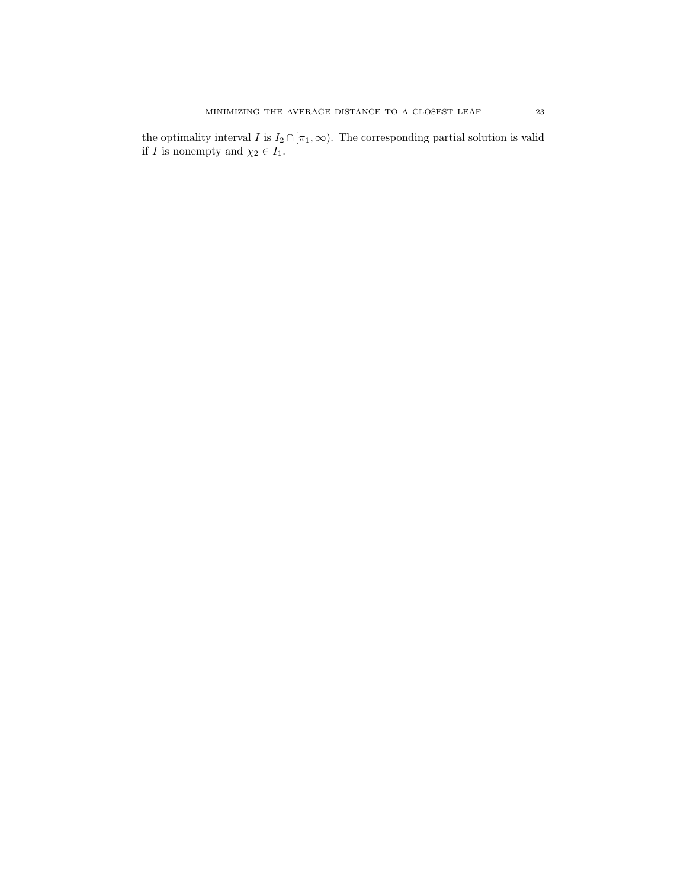the optimality interval $I$ is $I_2 \cap [\pi_1, \infty)$. The corresponding partial solution is valid if $I$ is nonempty and $\chi_2 \in I_1$.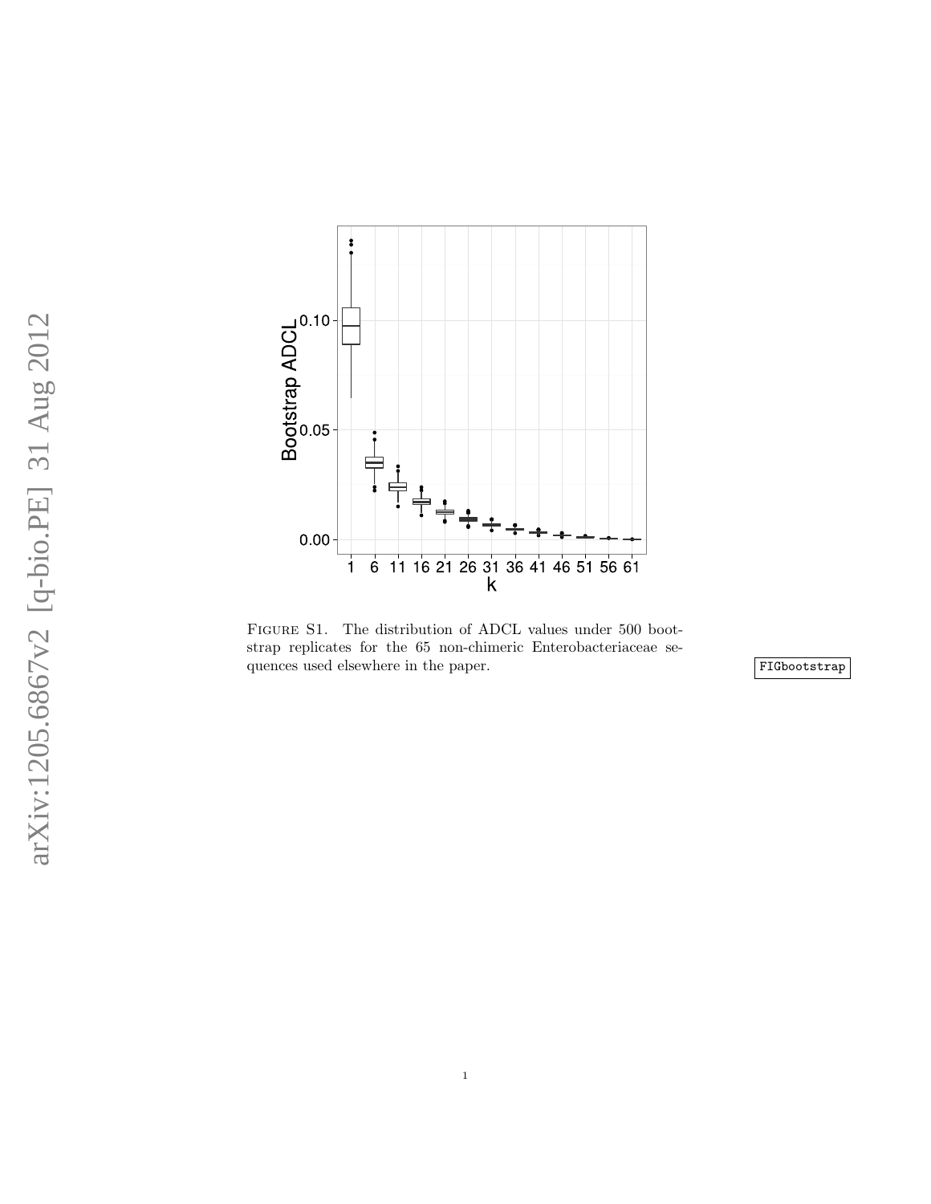Figure S1. The distribution of ADCL values under 500 bootstrap replicates for the 65 non-chimeric Enterobacteriaceae sequences used elsewhere in the paper.

FIGbootstrap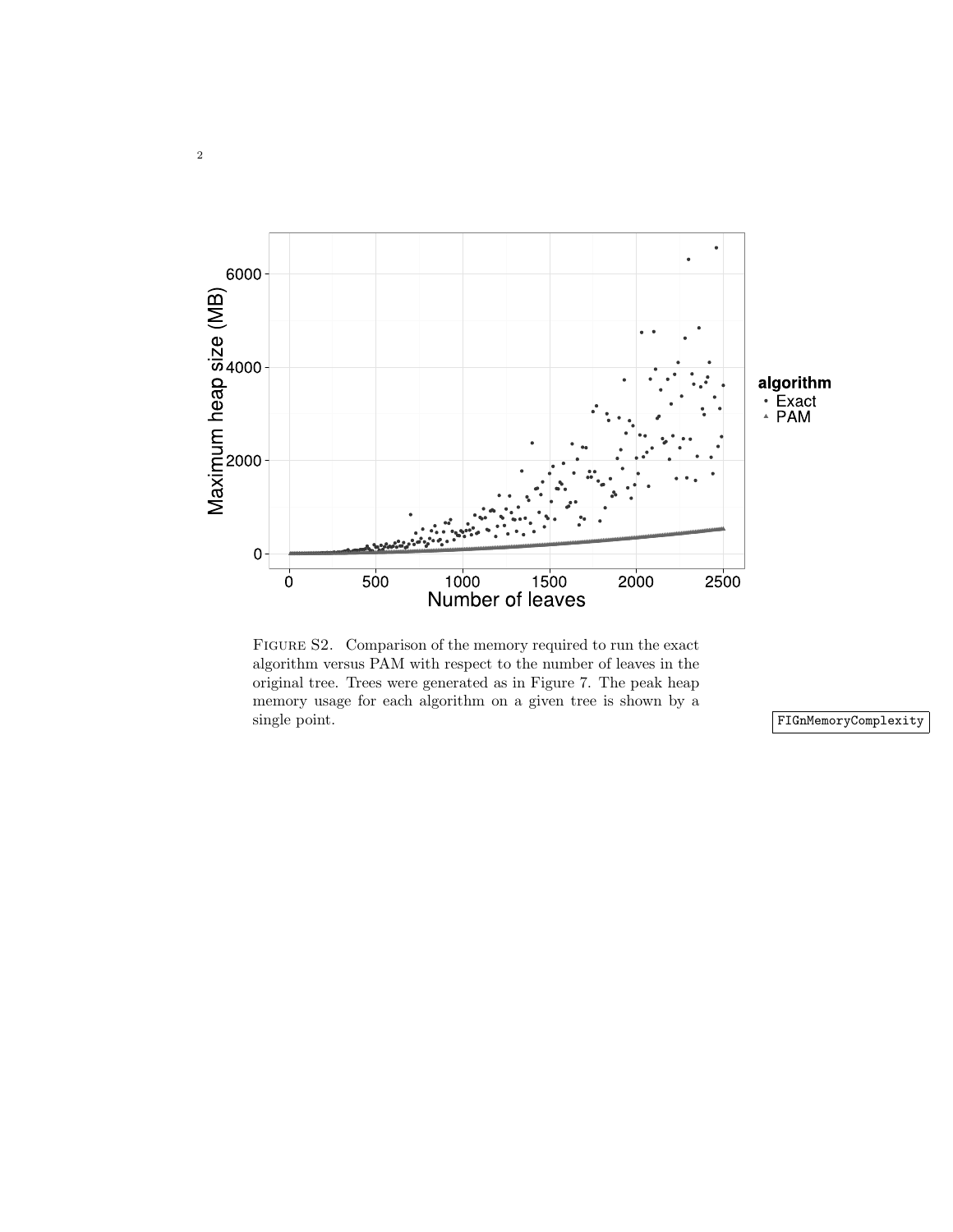Figure S2. Comparison of the memory required to run the exact algorithm versus PAM with respect to the number of leaves in the original tree. Trees were generated as in Figure 7. The peak heap memory usage for each algorithm on a given tree is shown by a single point.

FIGnMemoryComplexity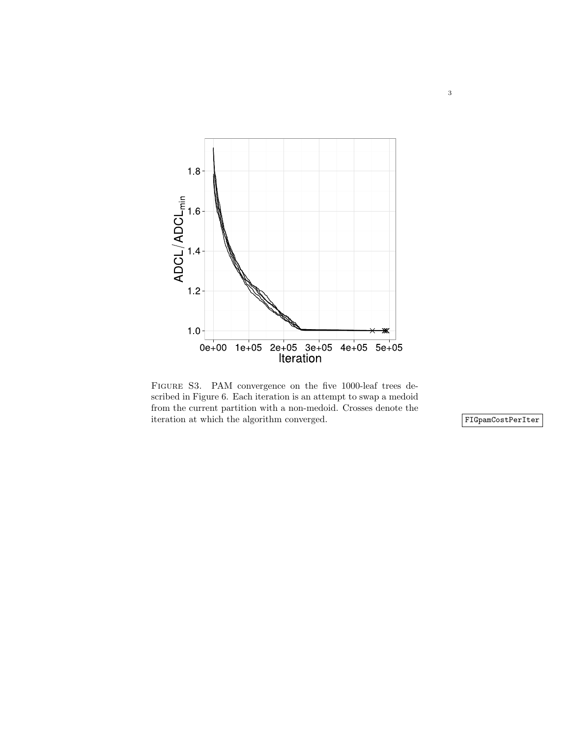FIGURE S3. PAM convergence on the five 1000-leaf trees described in Figure 6. Each iteration is an attempt to swap a medoid from the current partition with a non-medoid. Crosses denote the iteration at which the algorithm converged.

FIGpamCostPerIter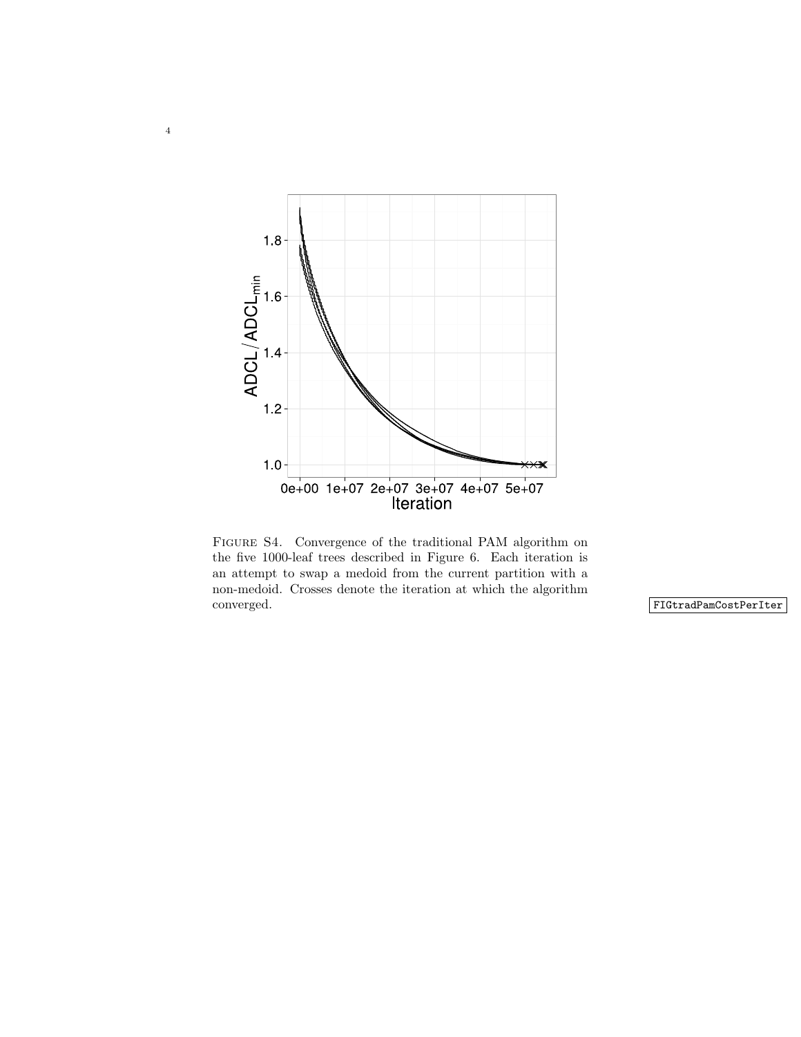1.8

1.6

1.4

1.2

1.0

$\mathrm{ADCL} / \mathrm{ADCL}_{\mathrm{min}}$

0e+00 1e+07 2e+07 3e+07 4e+07 5e+07

Iteration

FIGURE S4. Convergence of the traditional PAM algorithm on the five 1000-leaf trees described in Figure 6. Each iteration is an attempt to swap a medoid from the current partition with a non-medoid. Crosses denote the iteration at which the algorithm converged.

FIGtradPamCostPerIter